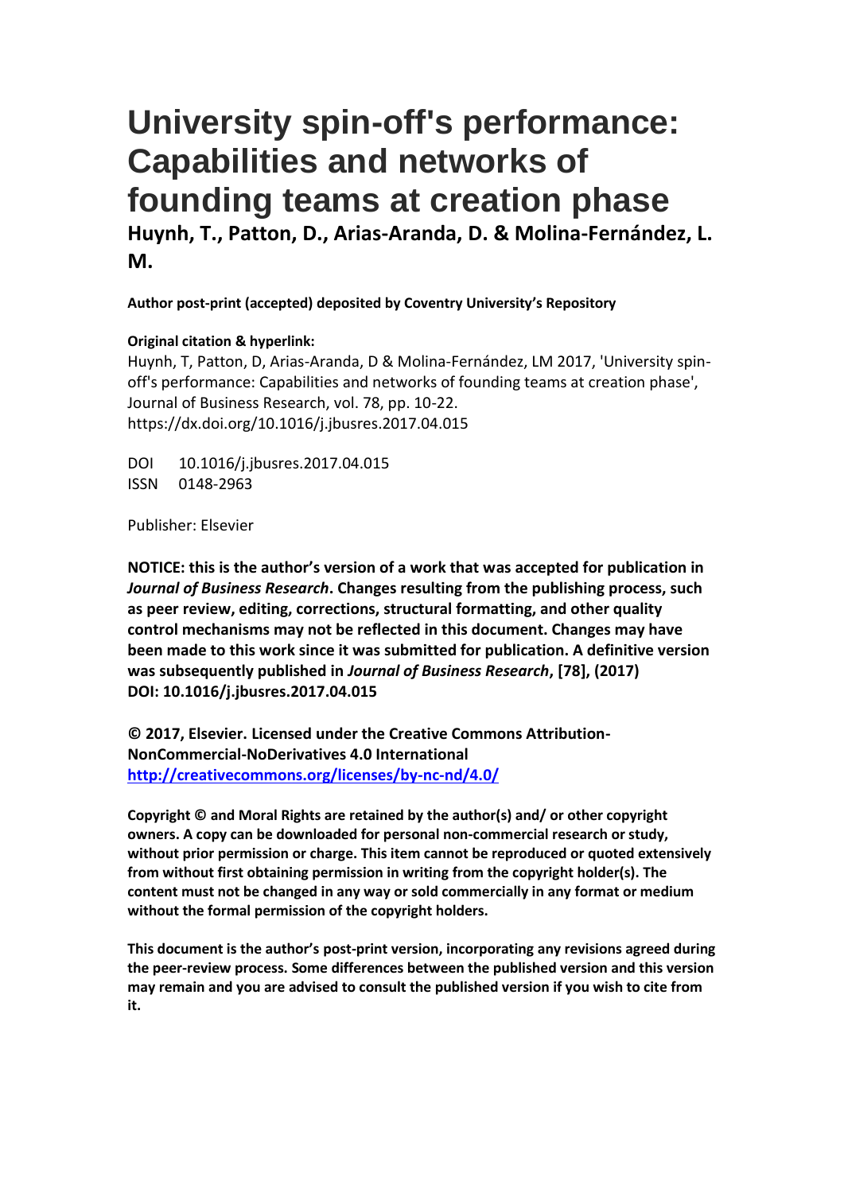# University spin-off's performance: Capabilities and networks of founding teams at creation phase

**Huynh, T., Patton, D., Arias-Aranda, D. & Molina-Fernández, L. M.**

**Author post-print (accepted) deposited by Coventry University's Repository**

**Original citation & hyperlink:**

Huynh, T, Patton, D, Arias-Aranda, D & Molina-Fernández, LM 2017, 'University spin-off's performance: Capabilities and networks of founding teams at creation phase', Journal of Business Research, vol. 78, pp. 10-22.
https://dx.doi.org/10.1016/j.jbusres.2017.04.015

DOI 10.1016/j.jbusres.2017.04.015
ISSN 0148-2963

Publisher: Elsevier

**NOTICE: this is the author's version of a work that was accepted for publication in *Journal of Business Research*. Changes resulting from the publishing process, such as peer review, editing, corrections, structural formatting, and other quality control mechanisms may not be reflected in this document. Changes may have been made to this work since it was submitted for publication. A definitive version was subsequently published in *Journal of Business Research*, [78], (2017) DOI: 10.1016/j.jbusres.2017.04.015**

**© 2017, Elsevier. Licensed under the Creative Commons Attribution-NonCommercial-NoDerivatives 4.0 International**
**[http://creativecommons.org/licenses/by-nc-nd/4.0/](http://creativecommons.org/licenses/by-nc-nd/4.0/)**

**Copyright © and Moral Rights are retained by the author(s) and/ or other copyright owners. A copy can be downloaded for personal non-commercial research or study, without prior permission or charge. This item cannot be reproduced or quoted extensively from without first obtaining permission in writing from the copyright holder(s). The content must not be changed in any way or sold commercially in any format or medium without the formal permission of the copyright holders.**

**This document is the author's post-print version, incorporating any revisions agreed during the peer-review process. Some differences between the published version and this version may remain and you are advised to consult the published version if you wish to cite from it.**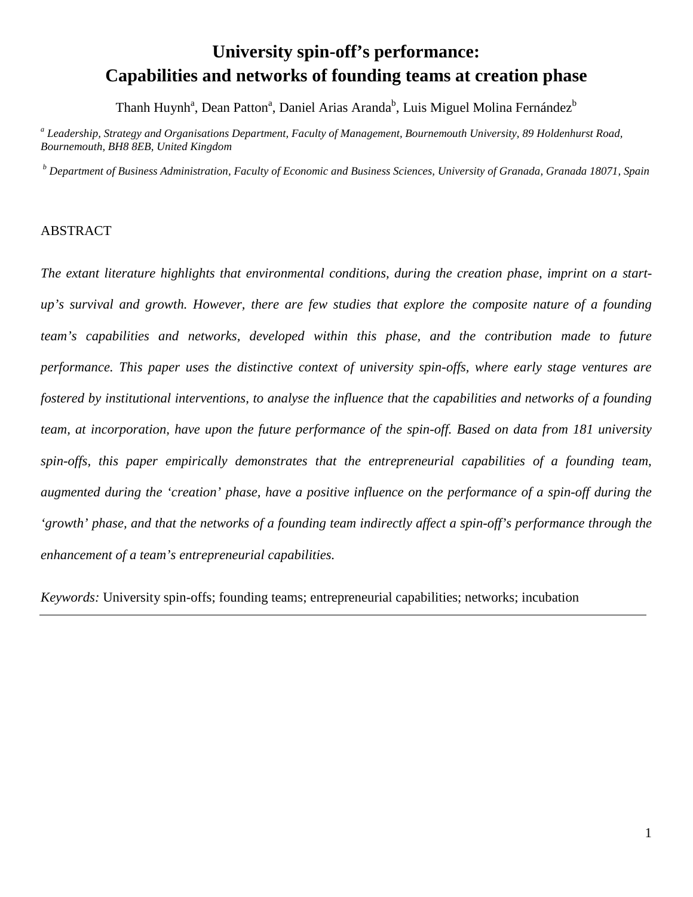# University spin-off's performance: Capabilities and networks of founding teams at creation phase

Thanh Huynh[a], Dean Patton[a], Daniel Arias Aranda[b], Luis Miguel Molina Fernández[b]

[a] *Leadership, Strategy and Organisations Department, Faculty of Management, Bournemouth University, 89 Holdenhurst Road, Bournemouth, BH8 8EB, United Kingdom*

[b] *Department of Business Administration, Faculty of Economic and Business Sciences, University of Granada, Granada 18071, Spain*

ABSTRACT

*The extant literature highlights that environmental conditions, during the creation phase, imprint on a start-up's survival and growth. However, there are few studies that explore the composite nature of a founding team's capabilities and networks, developed within this phase, and the contribution made to future performance. This paper uses the distinctive context of university spin-offs, where early stage ventures are fostered by institutional interventions, to analyse the influence that the capabilities and networks of a founding team, at incorporation, have upon the future performance of the spin-off. Based on data from 181 university spin-offs, this paper empirically demonstrates that the entrepreneurial capabilities of a founding team, augmented during the 'creation' phase, have a positive influence on the performance of a spin-off during the 'growth' phase, and that the networks of a founding team indirectly affect a spin-off's performance through the enhancement of a team's entrepreneurial capabilities.*

*Keywords:* University spin-offs; founding teams; entrepreneurial capabilities; networks; incubation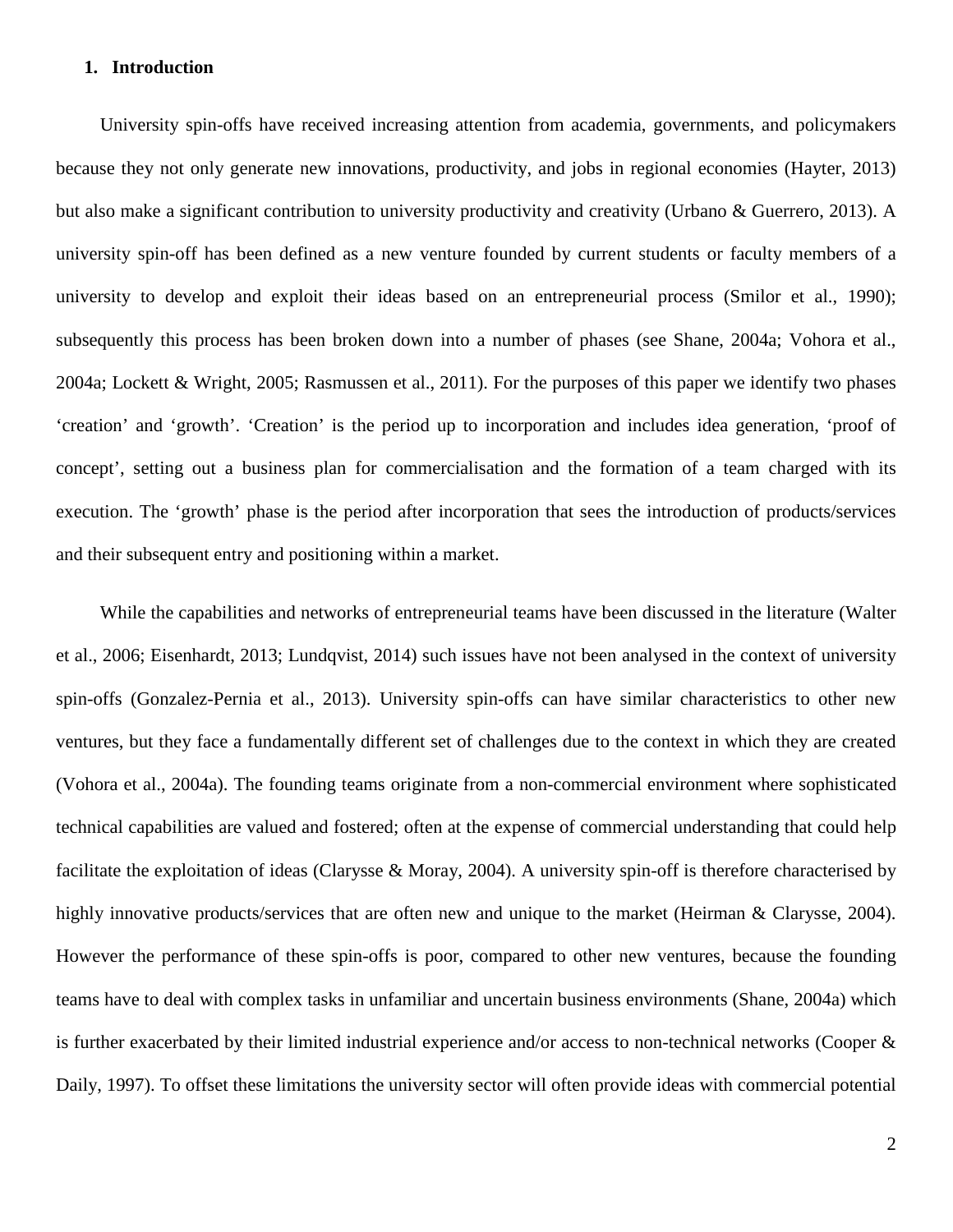## 1. Introduction

University spin-offs have received increasing attention from academia, governments, and policymakers because they not only generate new innovations, productivity, and jobs in regional economies (Hayter, 2013) but also make a significant contribution to university productivity and creativity (Urbano & Guerrero, 2013). A university spin-off has been defined as a new venture founded by current students or faculty members of a university to develop and exploit their ideas based on an entrepreneurial process (Smilor et al., 1990); subsequently this process has been broken down into a number of phases (see Shane, 2004a; Vohora et al., 2004a; Lockett & Wright, 2005; Rasmussen et al., 2011). For the purposes of this paper we identify two phases 'creation' and 'growth'. 'Creation' is the period up to incorporation and includes idea generation, 'proof of concept', setting out a business plan for commercialisation and the formation of a team charged with its execution. The 'growth' phase is the period after incorporation that sees the introduction of products/services and their subsequent entry and positioning within a market.

While the capabilities and networks of entrepreneurial teams have been discussed in the literature (Walter et al., 2006; Eisenhardt, 2013; Lundqvist, 2014) such issues have not been analysed in the context of university spin-offs (Gonzalez-Pernia et al., 2013). University spin-offs can have similar characteristics to other new ventures, but they face a fundamentally different set of challenges due to the context in which they are created (Vohora et al., 2004a). The founding teams originate from a non-commercial environment where sophisticated technical capabilities are valued and fostered; often at the expense of commercial understanding that could help facilitate the exploitation of ideas (Clarysse & Moray, 2004). A university spin-off is therefore characterised by highly innovative products/services that are often new and unique to the market (Heirman & Clarysse, 2004). However the performance of these spin-offs is poor, compared to other new ventures, because the founding teams have to deal with complex tasks in unfamiliar and uncertain business environments (Shane, 2004a) which is further exacerbated by their limited industrial experience and/or access to non-technical networks (Cooper & Daily, 1997). To offset these limitations the university sector will often provide ideas with commercial potential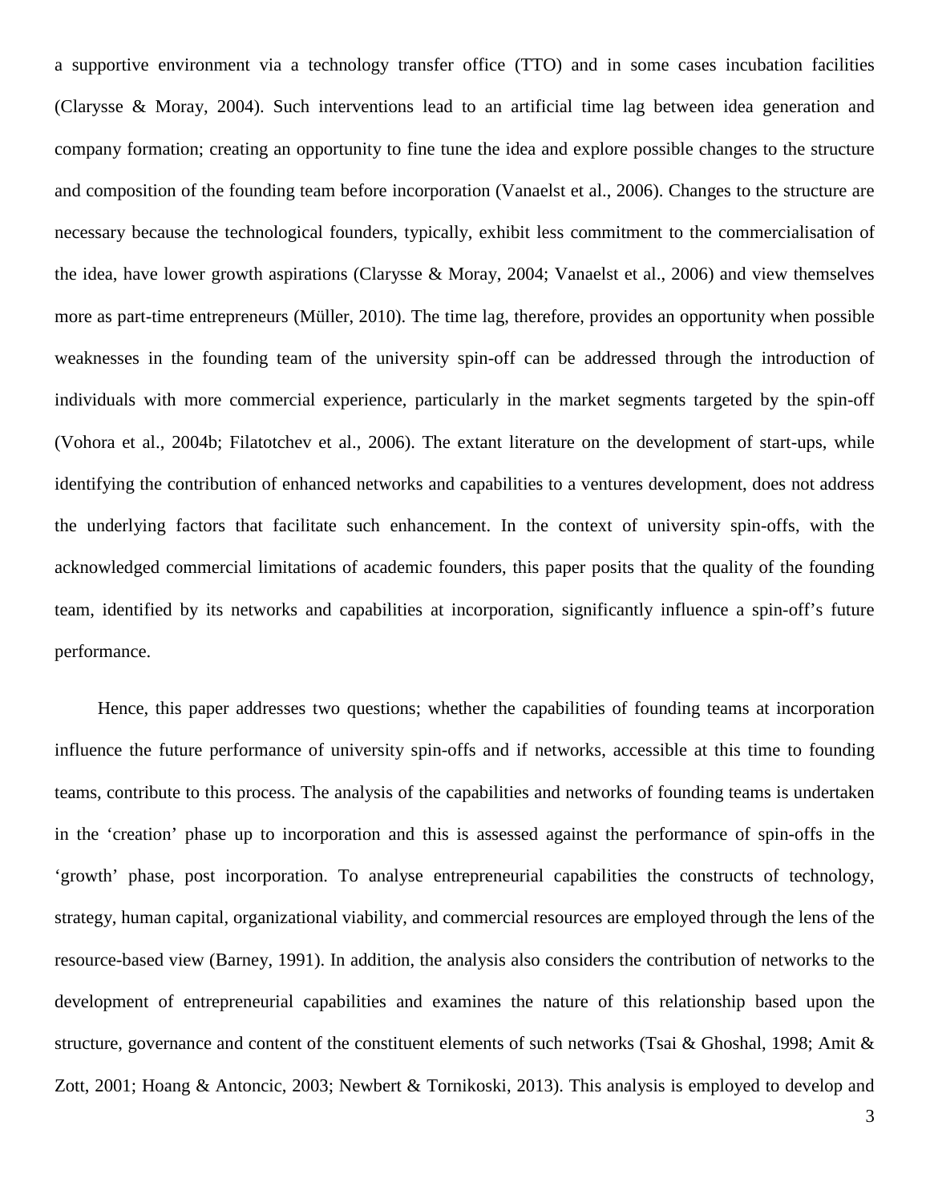a supportive environment via a technology transfer office (TTO) and in some cases incubation facilities (Clarysse & Moray, 2004). Such interventions lead to an artificial time lag between idea generation and company formation; creating an opportunity to fine tune the idea and explore possible changes to the structure and composition of the founding team before incorporation (Vanaelst et al., 2006). Changes to the structure are necessary because the technological founders, typically, exhibit less commitment to the commercialisation of the idea, have lower growth aspirations (Clarysse & Moray, 2004; Vanaelst et al., 2006) and view themselves more as part-time entrepreneurs (Müller, 2010). The time lag, therefore, provides an opportunity when possible weaknesses in the founding team of the university spin-off can be addressed through the introduction of individuals with more commercial experience, particularly in the market segments targeted by the spin-off (Vohora et al., 2004b; Filatotchev et al., 2006). The extant literature on the development of start-ups, while identifying the contribution of enhanced networks and capabilities to a ventures development, does not address the underlying factors that facilitate such enhancement. In the context of university spin-offs, with the acknowledged commercial limitations of academic founders, this paper posits that the quality of the founding team, identified by its networks and capabilities at incorporation, significantly influence a spin-off's future performance.

Hence, this paper addresses two questions; whether the capabilities of founding teams at incorporation influence the future performance of university spin-offs and if networks, accessible at this time to founding teams, contribute to this process. The analysis of the capabilities and networks of founding teams is undertaken in the 'creation' phase up to incorporation and this is assessed against the performance of spin-offs in the 'growth' phase, post incorporation. To analyse entrepreneurial capabilities the constructs of technology, strategy, human capital, organizational viability, and commercial resources are employed through the lens of the resource-based view (Barney, 1991). In addition, the analysis also considers the contribution of networks to the development of entrepreneurial capabilities and examines the nature of this relationship based upon the structure, governance and content of the constituent elements of such networks (Tsai & Ghoshal, 1998; Amit & Zott, 2001; Hoang & Antoncic, 2003; Newbert & Tornikoski, 2013). This analysis is employed to develop and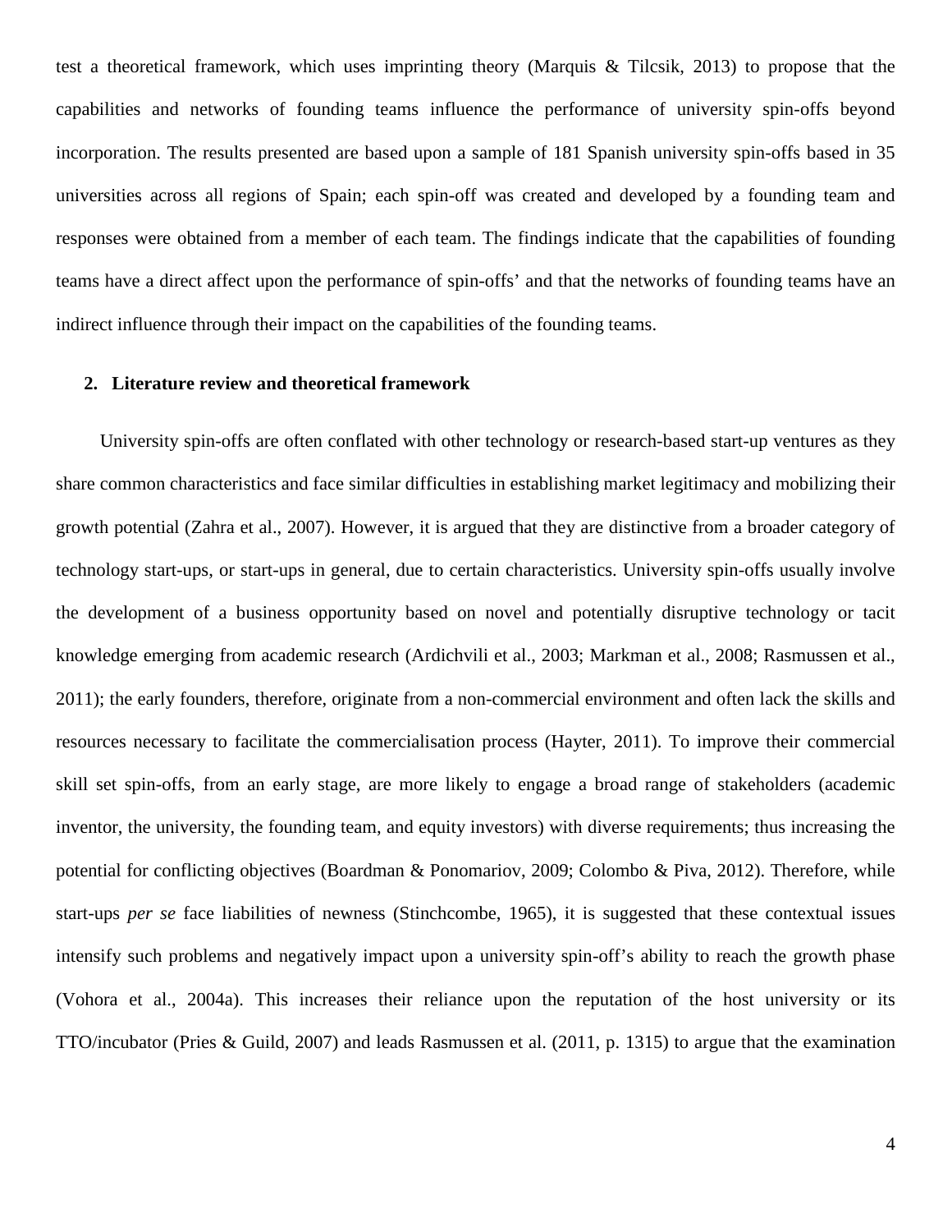test a theoretical framework, which uses imprinting theory (Marquis & Tilcsik, 2013) to propose that the capabilities and networks of founding teams influence the performance of university spin-offs beyond incorporation. The results presented are based upon a sample of 181 Spanish university spin-offs based in 35 universities across all regions of Spain; each spin-off was created and developed by a founding team and responses were obtained from a member of each team. The findings indicate that the capabilities of founding teams have a direct affect upon the performance of spin-offs' and that the networks of founding teams have an indirect influence through their impact on the capabilities of the founding teams.

## 2. Literature review and theoretical framework

University spin-offs are often conflated with other technology or research-based start-up ventures as they share common characteristics and face similar difficulties in establishing market legitimacy and mobilizing their growth potential (Zahra et al., 2007). However, it is argued that they are distinctive from a broader category of technology start-ups, or start-ups in general, due to certain characteristics. University spin-offs usually involve the development of a business opportunity based on novel and potentially disruptive technology or tacit knowledge emerging from academic research (Ardichvili et al., 2003; Markman et al., 2008; Rasmussen et al., 2011); the early founders, therefore, originate from a non-commercial environment and often lack the skills and resources necessary to facilitate the commercialisation process (Hayter, 2011). To improve their commercial skill set spin-offs, from an early stage, are more likely to engage a broad range of stakeholders (academic inventor, the university, the founding team, and equity investors) with diverse requirements; thus increasing the potential for conflicting objectives (Boardman & Ponomariov, 2009; Colombo & Piva, 2012). Therefore, while start-ups *per se* face liabilities of newness (Stinchcombe, 1965), it is suggested that these contextual issues intensify such problems and negatively impact upon a university spin-off's ability to reach the growth phase (Vohora et al., 2004a). This increases their reliance upon the reputation of the host university or its TTO/incubator (Pries & Guild, 2007) and leads Rasmussen et al. (2011, p. 1315) to argue that the examination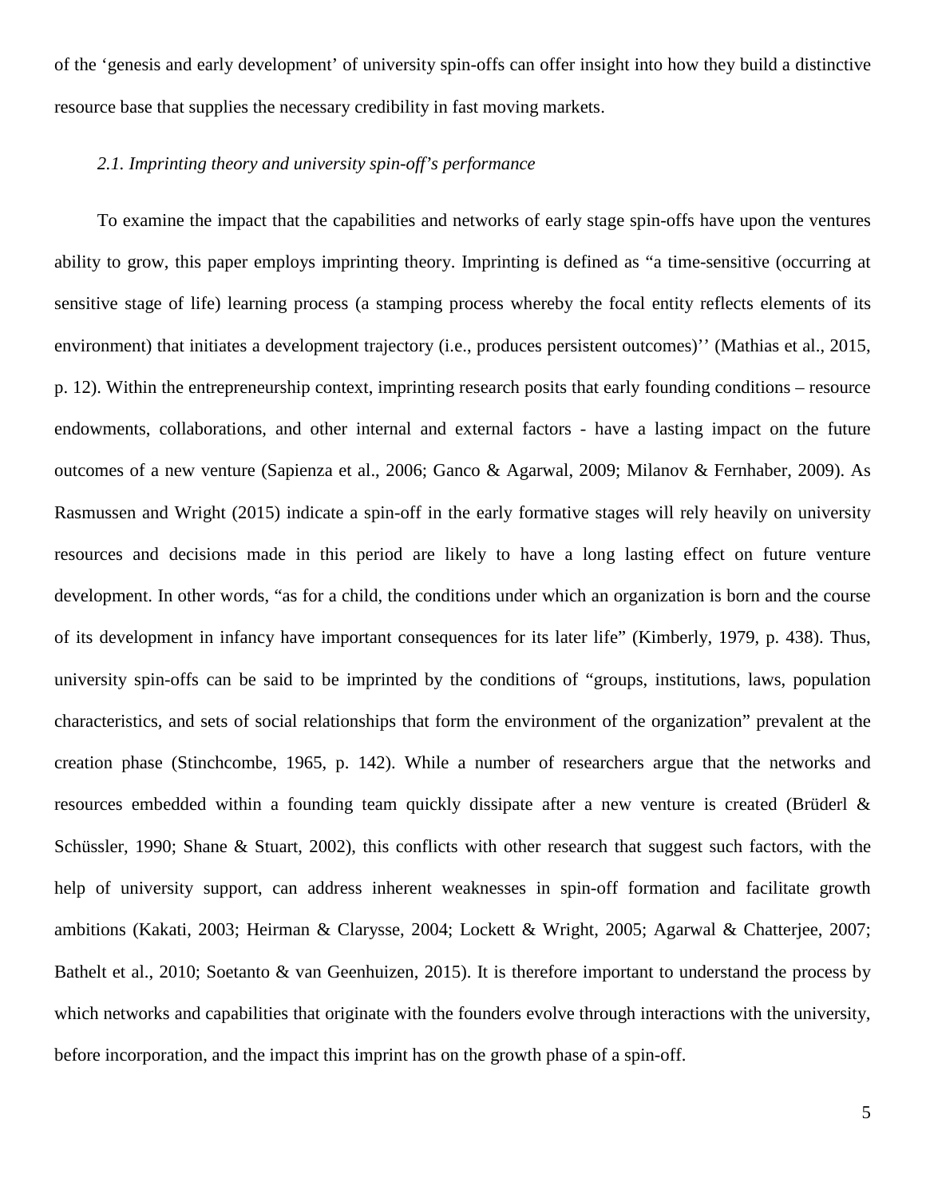of the ‘genesis and early development’ of university spin-offs can offer insight into how they build a distinctive resource base that supplies the necessary credibility in fast moving markets.

### *2.1. Imprinting theory and university spin-off’s performance*

To examine the impact that the capabilities and networks of early stage spin-offs have upon the ventures ability to grow, this paper employs imprinting theory. Imprinting is defined as “a time-sensitive (occurring at sensitive stage of life) learning process (a stamping process whereby the focal entity reflects elements of its environment) that initiates a development trajectory (i.e., produces persistent outcomes)’’ (Mathias et al., 2015, p. 12). Within the entrepreneurship context, imprinting research posits that early founding conditions – resource endowments, collaborations, and other internal and external factors - have a lasting impact on the future outcomes of a new venture (Sapienza et al., 2006; Ganco & Agarwal, 2009; Milanov & Fernhaber, 2009). As Rasmussen and Wright (2015) indicate a spin-off in the early formative stages will rely heavily on university resources and decisions made in this period are likely to have a long lasting effect on future venture development. In other words, “as for a child, the conditions under which an organization is born and the course of its development in infancy have important consequences for its later life” (Kimberly, 1979, p. 438). Thus, university spin-offs can be said to be imprinted by the conditions of “groups, institutions, laws, population characteristics, and sets of social relationships that form the environment of the organization” prevalent at the creation phase (Stinchcombe, 1965, p. 142). While a number of researchers argue that the networks and resources embedded within a founding team quickly dissipate after a new venture is created (Brüderl & Schüssler, 1990; Shane & Stuart, 2002), this conflicts with other research that suggest such factors, with the help of university support, can address inherent weaknesses in spin-off formation and facilitate growth ambitions (Kakati, 2003; Heirman & Clarysse, 2004; Lockett & Wright, 2005; Agarwal & Chatterjee, 2007; Bathelt et al., 2010; Soetanto & van Geenhuizen, 2015). It is therefore important to understand the process by which networks and capabilities that originate with the founders evolve through interactions with the university, before incorporation, and the impact this imprint has on the growth phase of a spin-off.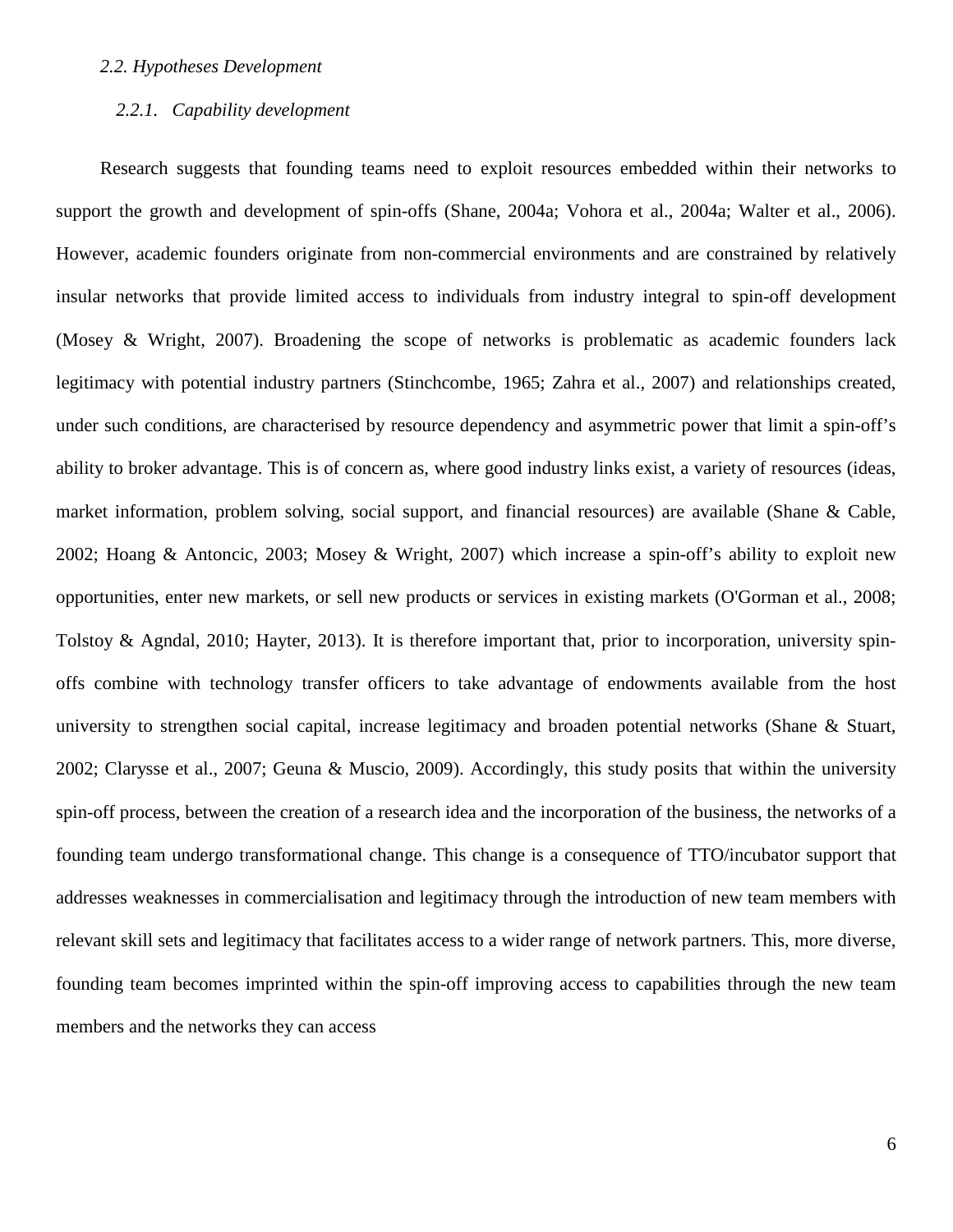### *2.2. Hypotheses Development*

#### *2.2.1. Capability development*

Research suggests that founding teams need to exploit resources embedded within their networks to support the growth and development of spin-offs (Shane, 2004a; Vohora et al., 2004a; Walter et al., 2006). However, academic founders originate from non-commercial environments and are constrained by relatively insular networks that provide limited access to individuals from industry integral to spin-off development (Mosey & Wright, 2007). Broadening the scope of networks is problematic as academic founders lack legitimacy with potential industry partners (Stinchcombe, 1965; Zahra et al., 2007) and relationships created, under such conditions, are characterised by resource dependency and asymmetric power that limit a spin-off's ability to broker advantage. This is of concern as, where good industry links exist, a variety of resources (ideas, market information, problem solving, social support, and financial resources) are available (Shane & Cable, 2002; Hoang & Antoncic, 2003; Mosey & Wright, 2007) which increase a spin-off's ability to exploit new opportunities, enter new markets, or sell new products or services in existing markets (O'Gorman et al., 2008; Tolstoy & Agndal, 2010; Hayter, 2013). It is therefore important that, prior to incorporation, university spin-offs combine with technology transfer officers to take advantage of endowments available from the host university to strengthen social capital, increase legitimacy and broaden potential networks (Shane & Stuart, 2002; Clarysse et al., 2007; Geuna & Muscio, 2009). Accordingly, this study posits that within the university spin-off process, between the creation of a research idea and the incorporation of the business, the networks of a founding team undergo transformational change. This change is a consequence of TTO/incubator support that addresses weaknesses in commercialisation and legitimacy through the introduction of new team members with relevant skill sets and legitimacy that facilitates access to a wider range of network partners. This, more diverse, founding team becomes imprinted within the spin-off improving access to capabilities through the new team members and the networks they can access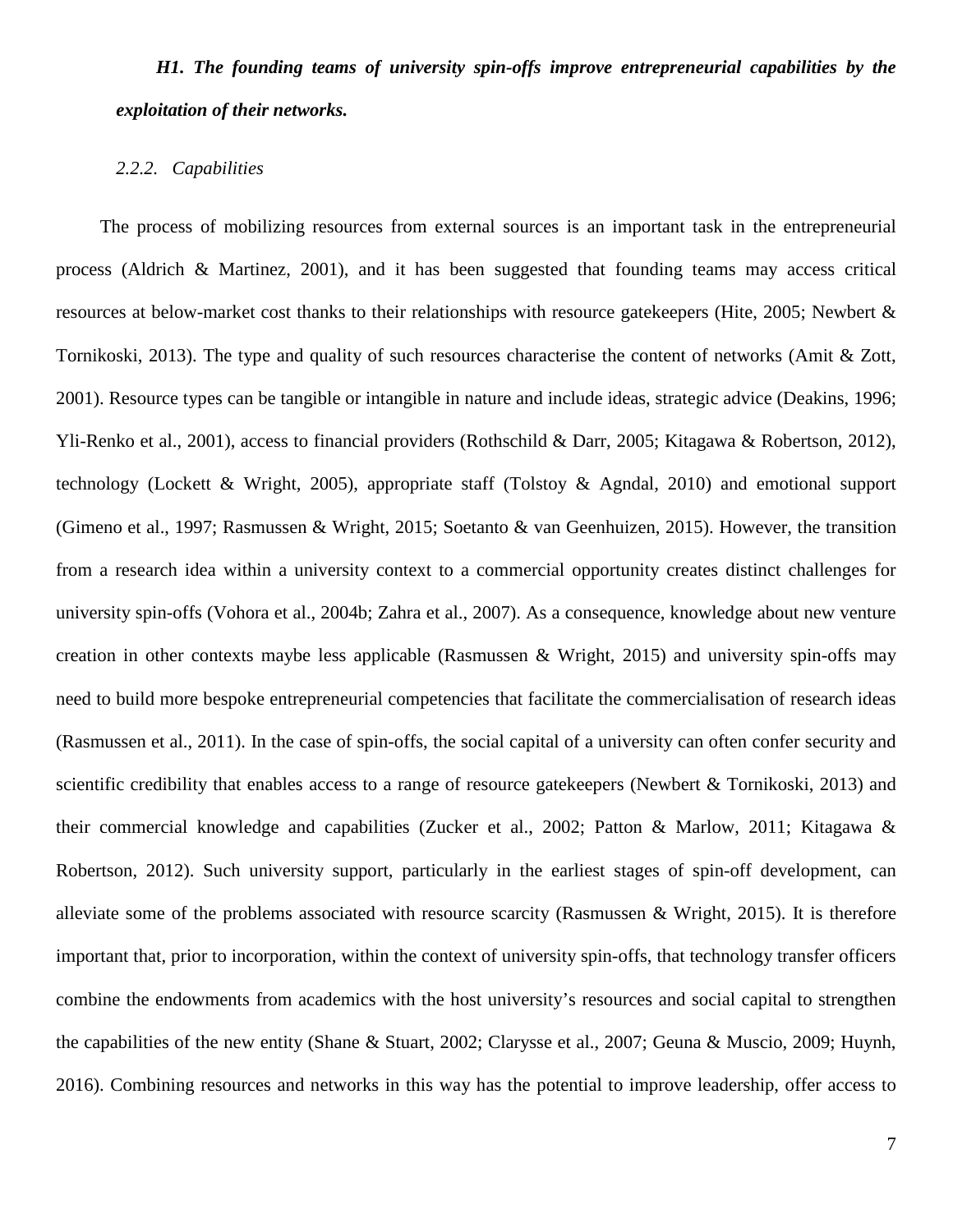***H1. The founding teams of university spin-offs improve entrepreneurial capabilities by the exploitation of their networks.***

### *2.2.2. Capabilities*

The process of mobilizing resources from external sources is an important task in the entrepreneurial process (Aldrich & Martinez, 2001), and it has been suggested that founding teams may access critical resources at below-market cost thanks to their relationships with resource gatekeepers (Hite, 2005; Newbert & Tornikoski, 2013). The type and quality of such resources characterise the content of networks (Amit & Zott, 2001). Resource types can be tangible or intangible in nature and include ideas, strategic advice (Deakins, 1996; Yli-Renko et al., 2001), access to financial providers (Rothschild & Darr, 2005; Kitagawa & Robertson, 2012), technology (Lockett & Wright, 2005), appropriate staff (Tolstoy & Agndal, 2010) and emotional support (Gimeno et al., 1997; Rasmussen & Wright, 2015; Soetanto & van Geenhuizen, 2015). However, the transition from a research idea within a university context to a commercial opportunity creates distinct challenges for university spin-offs (Vohora et al., 2004b; Zahra et al., 2007). As a consequence, knowledge about new venture creation in other contexts maybe less applicable (Rasmussen & Wright, 2015) and university spin-offs may need to build more bespoke entrepreneurial competencies that facilitate the commercialisation of research ideas (Rasmussen et al., 2011). In the case of spin-offs, the social capital of a university can often confer security and scientific credibility that enables access to a range of resource gatekeepers (Newbert & Tornikoski, 2013) and their commercial knowledge and capabilities (Zucker et al., 2002; Patton & Marlow, 2011; Kitagawa & Robertson, 2012). Such university support, particularly in the earliest stages of spin-off development, can alleviate some of the problems associated with resource scarcity (Rasmussen & Wright, 2015). It is therefore important that, prior to incorporation, within the context of university spin-offs, that technology transfer officers combine the endowments from academics with the host university's resources and social capital to strengthen the capabilities of the new entity (Shane & Stuart, 2002; Clarysse et al., 2007; Geuna & Muscio, 2009; Huynh, 2016). Combining resources and networks in this way has the potential to improve leadership, offer access to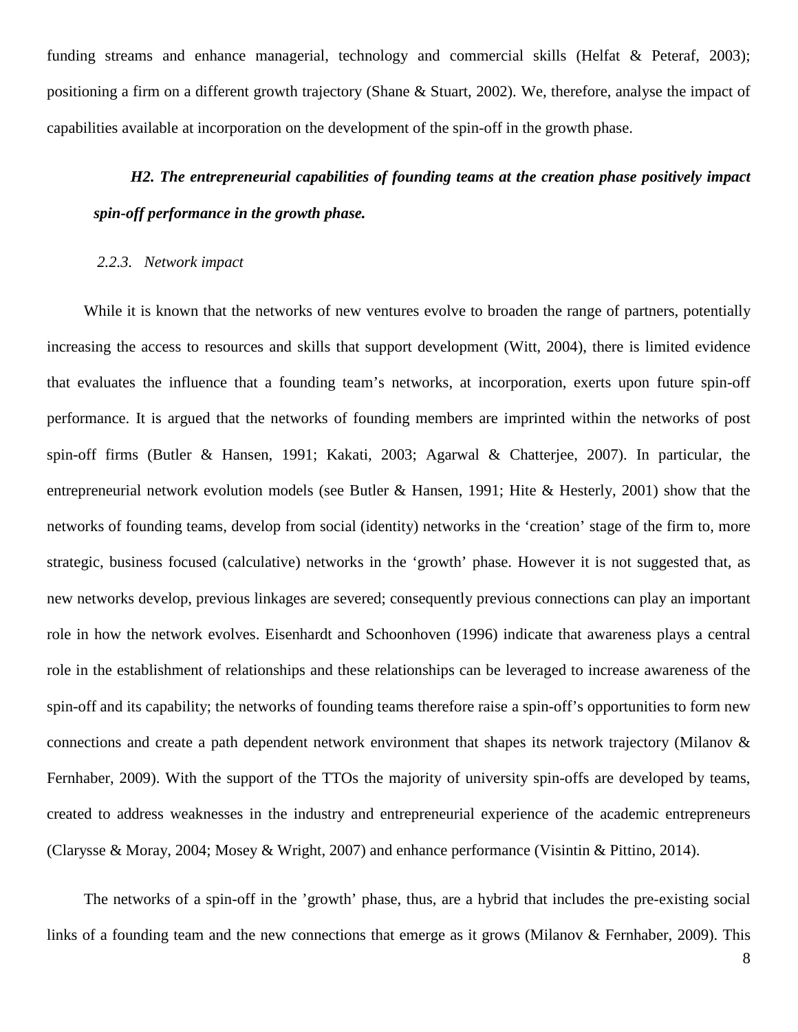funding streams and enhance managerial, technology and commercial skills (Helfat & Peteraf, 2003); positioning a firm on a different growth trajectory (Shane & Stuart, 2002). We, therefore, analyse the impact of capabilities available at incorporation on the development of the spin-off in the growth phase.

***H2. The entrepreneurial capabilities of founding teams at the creation phase positively impact spin-off performance in the growth phase.***

#### *2.2.3. Network impact*

While it is known that the networks of new ventures evolve to broaden the range of partners, potentially increasing the access to resources and skills that support development (Witt, 2004), there is limited evidence that evaluates the influence that a founding team's networks, at incorporation, exerts upon future spin-off performance. It is argued that the networks of founding members are imprinted within the networks of post spin-off firms (Butler & Hansen, 1991; Kakati, 2003; Agarwal & Chatterjee, 2007). In particular, the entrepreneurial network evolution models (see Butler & Hansen, 1991; Hite & Hesterly, 2001) show that the networks of founding teams, develop from social (identity) networks in the 'creation' stage of the firm to, more strategic, business focused (calculative) networks in the 'growth' phase. However it is not suggested that, as new networks develop, previous linkages are severed; consequently previous connections can play an important role in how the network evolves. Eisenhardt and Schoonhoven (1996) indicate that awareness plays a central role in the establishment of relationships and these relationships can be leveraged to increase awareness of the spin-off and its capability; the networks of founding teams therefore raise a spin-off's opportunities to form new connections and create a path dependent network environment that shapes its network trajectory (Milanov & Fernhaber, 2009). With the support of the TTOs the majority of university spin-offs are developed by teams, created to address weaknesses in the industry and entrepreneurial experience of the academic entrepreneurs (Clarysse & Moray, 2004; Mosey & Wright, 2007) and enhance performance (Visintin & Pittino, 2014).

The networks of a spin-off in the 'growth' phase, thus, are a hybrid that includes the pre-existing social links of a founding team and the new connections that emerge as it grows (Milanov & Fernhaber, 2009). This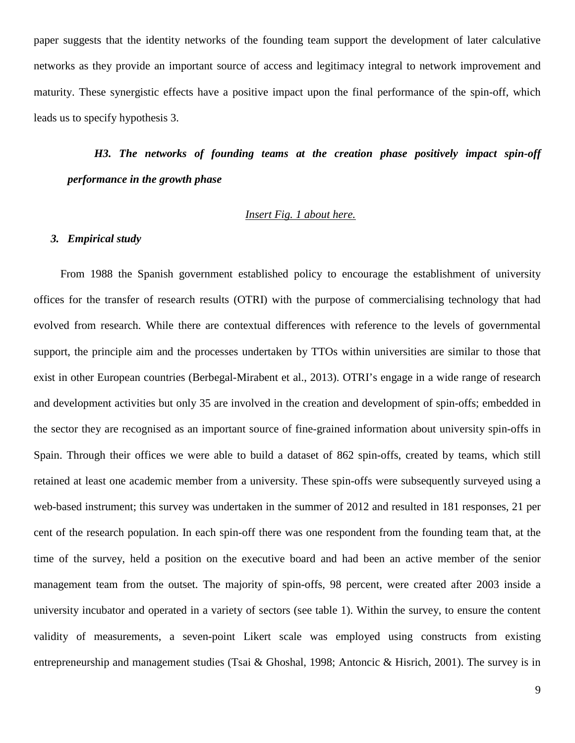paper suggests that the identity networks of the founding team support the development of later calculative networks as they provide an important source of access and legitimacy integral to network improvement and maturity. These synergistic effects have a positive impact upon the final performance of the spin-off, which leads us to specify hypothesis 3.

> ***H3. The networks of founding teams at the creation phase positively impact spin-off performance in the growth phase***

<u>*Insert Fig. 1 about here.*</u>

### *3. Empirical study*

From 1988 the Spanish government established policy to encourage the establishment of university offices for the transfer of research results (OTRI) with the purpose of commercialising technology that had evolved from research. While there are contextual differences with reference to the levels of governmental support, the principle aim and the processes undertaken by TTOs within universities are similar to those that exist in other European countries (Berbegal-Mirabent et al., 2013). OTRI's engage in a wide range of research and development activities but only 35 are involved in the creation and development of spin-offs; embedded in the sector they are recognised as an important source of fine-grained information about university spin-offs in Spain. Through their offices we were able to build a dataset of 862 spin-offs, created by teams, which still retained at least one academic member from a university. These spin-offs were subsequently surveyed using a web-based instrument; this survey was undertaken in the summer of 2012 and resulted in 181 responses, 21 per cent of the research population. In each spin-off there was one respondent from the founding team that, at the time of the survey, held a position on the executive board and had been an active member of the senior management team from the outset. The majority of spin-offs, 98 percent, were created after 2003 inside a university incubator and operated in a variety of sectors (see table 1). Within the survey, to ensure the content validity of measurements, a seven-point Likert scale was employed using constructs from existing entrepreneurship and management studies (Tsai & Ghoshal, 1998; Antoncic & Hisrich, 2001). The survey is in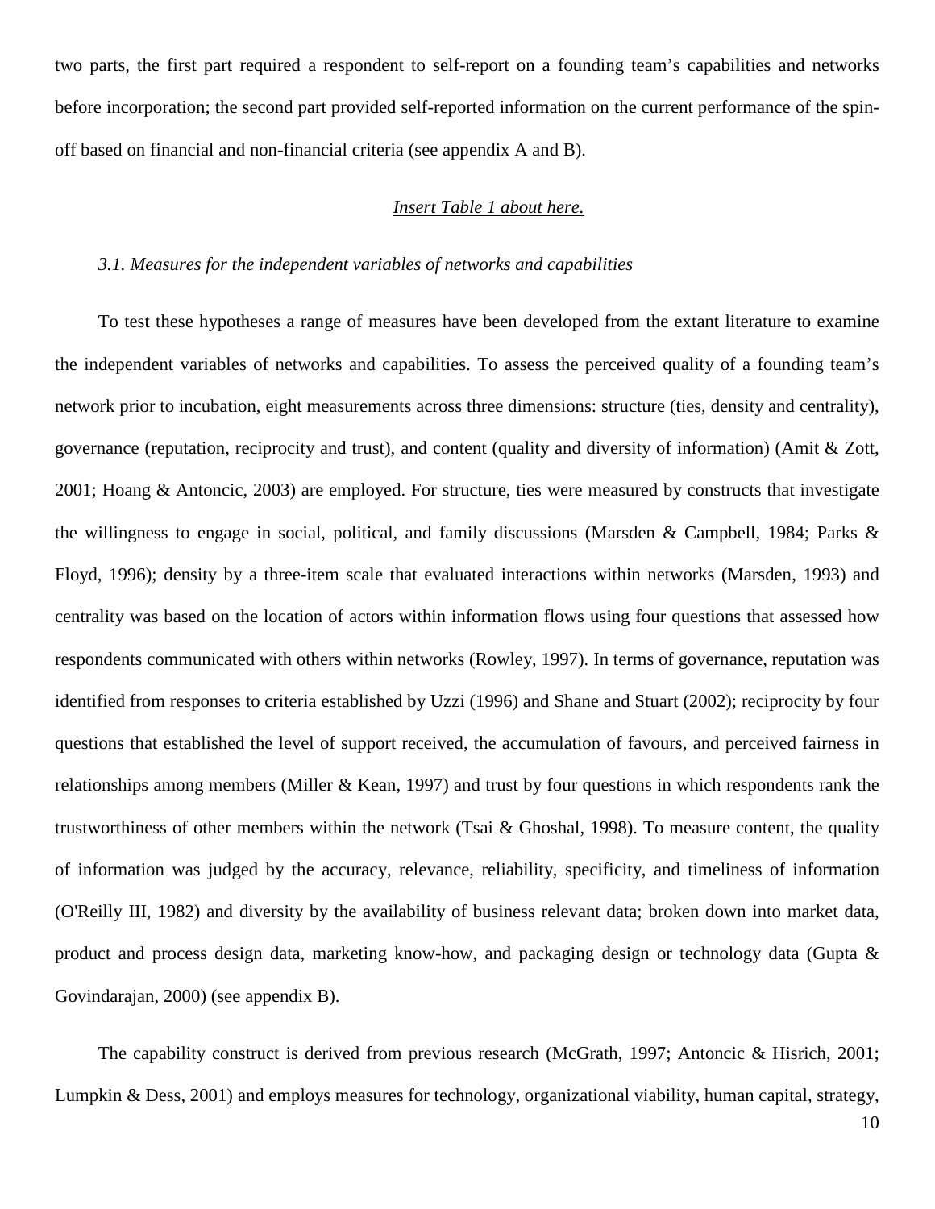two parts, the first part required a respondent to self-report on a founding team's capabilities and networks before incorporation; the second part provided self-reported information on the current performance of the spin-off based on financial and non-financial criteria (see appendix A and B).

Insert Table 1 about here.

### *3.1. Measures for the independent variables of networks and capabilities*

To test these hypotheses a range of measures have been developed from the extant literature to examine the independent variables of networks and capabilities. To assess the perceived quality of a founding team's network prior to incubation, eight measurements across three dimensions: structure (ties, density and centrality), governance (reputation, reciprocity and trust), and content (quality and diversity of information) (Amit & Zott, 2001; Hoang & Antoncic, 2003) are employed. For structure, ties were measured by constructs that investigate the willingness to engage in social, political, and family discussions (Marsden & Campbell, 1984; Parks & Floyd, 1996); density by a three-item scale that evaluated interactions within networks (Marsden, 1993) and centrality was based on the location of actors within information flows using four questions that assessed how respondents communicated with others within networks (Rowley, 1997). In terms of governance, reputation was identified from responses to criteria established by Uzzi (1996) and Shane and Stuart (2002); reciprocity by four questions that established the level of support received, the accumulation of favours, and perceived fairness in relationships among members (Miller & Kean, 1997) and trust by four questions in which respondents rank the trustworthiness of other members within the network (Tsai & Ghoshal, 1998). To measure content, the quality of information was judged by the accuracy, relevance, reliability, specificity, and timeliness of information (O'Reilly III, 1982) and diversity by the availability of business relevant data; broken down into market data, product and process design data, marketing know-how, and packaging design or technology data (Gupta & Govindarajan, 2000) (see appendix B).

The capability construct is derived from previous research (McGrath, 1997; Antoncic & Hisrich, 2001; Lumpkin & Dess, 2001) and employs measures for technology, organizational viability, human capital, strategy,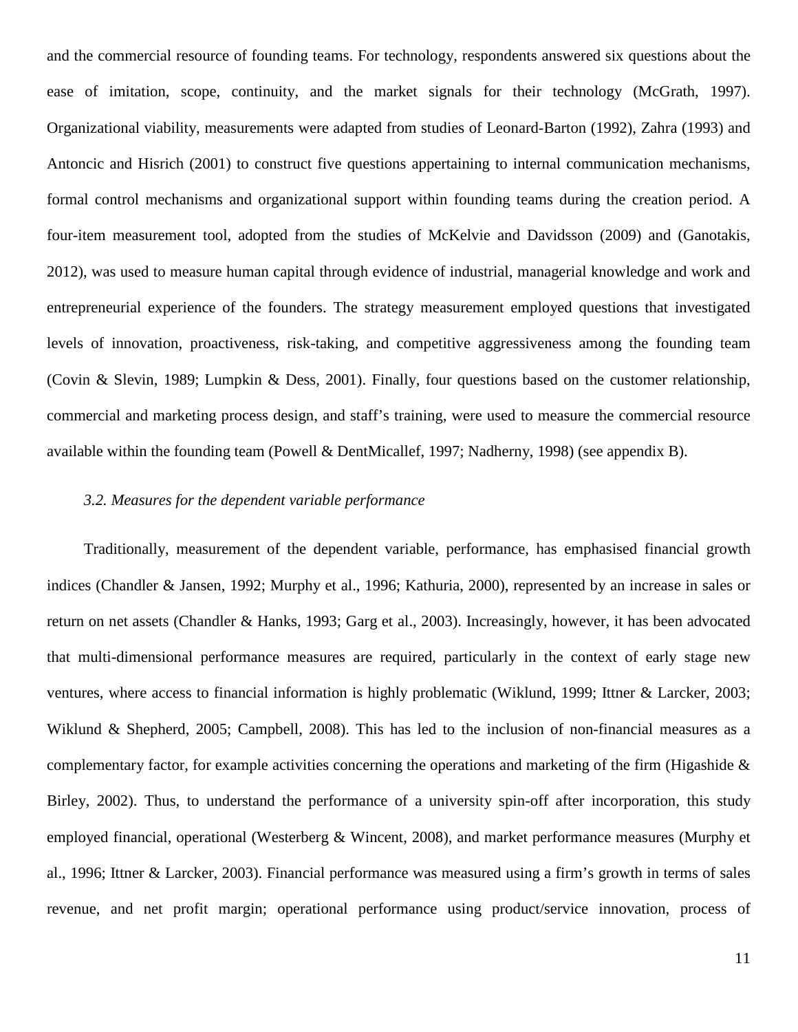and the commercial resource of founding teams. For technology, respondents answered six questions about the ease of imitation, scope, continuity, and the market signals for their technology (McGrath, 1997). Organizational viability, measurements were adapted from studies of Leonard-Barton (1992), Zahra (1993) and Antoncic and Hisrich (2001) to construct five questions appertaining to internal communication mechanisms, formal control mechanisms and organizational support within founding teams during the creation period. A four-item measurement tool, adopted from the studies of McKelvie and Davidsson (2009) and (Ganotakis, 2012), was used to measure human capital through evidence of industrial, managerial knowledge and work and entrepreneurial experience of the founders. The strategy measurement employed questions that investigated levels of innovation, proactiveness, risk-taking, and competitive aggressiveness among the founding team (Covin & Slevin, 1989; Lumpkin & Dess, 2001). Finally, four questions based on the customer relationship, commercial and marketing process design, and staff's training, were used to measure the commercial resource available within the founding team (Powell & DentMicallef, 1997; Nadherny, 1998) (see appendix B).

### *3.2. Measures for the dependent variable performance*

Traditionally, measurement of the dependent variable, performance, has emphasised financial growth indices (Chandler & Jansen, 1992; Murphy et al., 1996; Kathuria, 2000), represented by an increase in sales or return on net assets (Chandler & Hanks, 1993; Garg et al., 2003). Increasingly, however, it has been advocated that multi-dimensional performance measures are required, particularly in the context of early stage new ventures, where access to financial information is highly problematic (Wiklund, 1999; Ittner & Larcker, 2003; Wiklund & Shepherd, 2005; Campbell, 2008). This has led to the inclusion of non-financial measures as a complementary factor, for example activities concerning the operations and marketing of the firm (Higashide & Birley, 2002). Thus, to understand the performance of a university spin-off after incorporation, this study employed financial, operational (Westerberg & Wincent, 2008), and market performance measures (Murphy et al., 1996; Ittner & Larcker, 2003). Financial performance was measured using a firm's growth in terms of sales revenue, and net profit margin; operational performance using product/service innovation, process of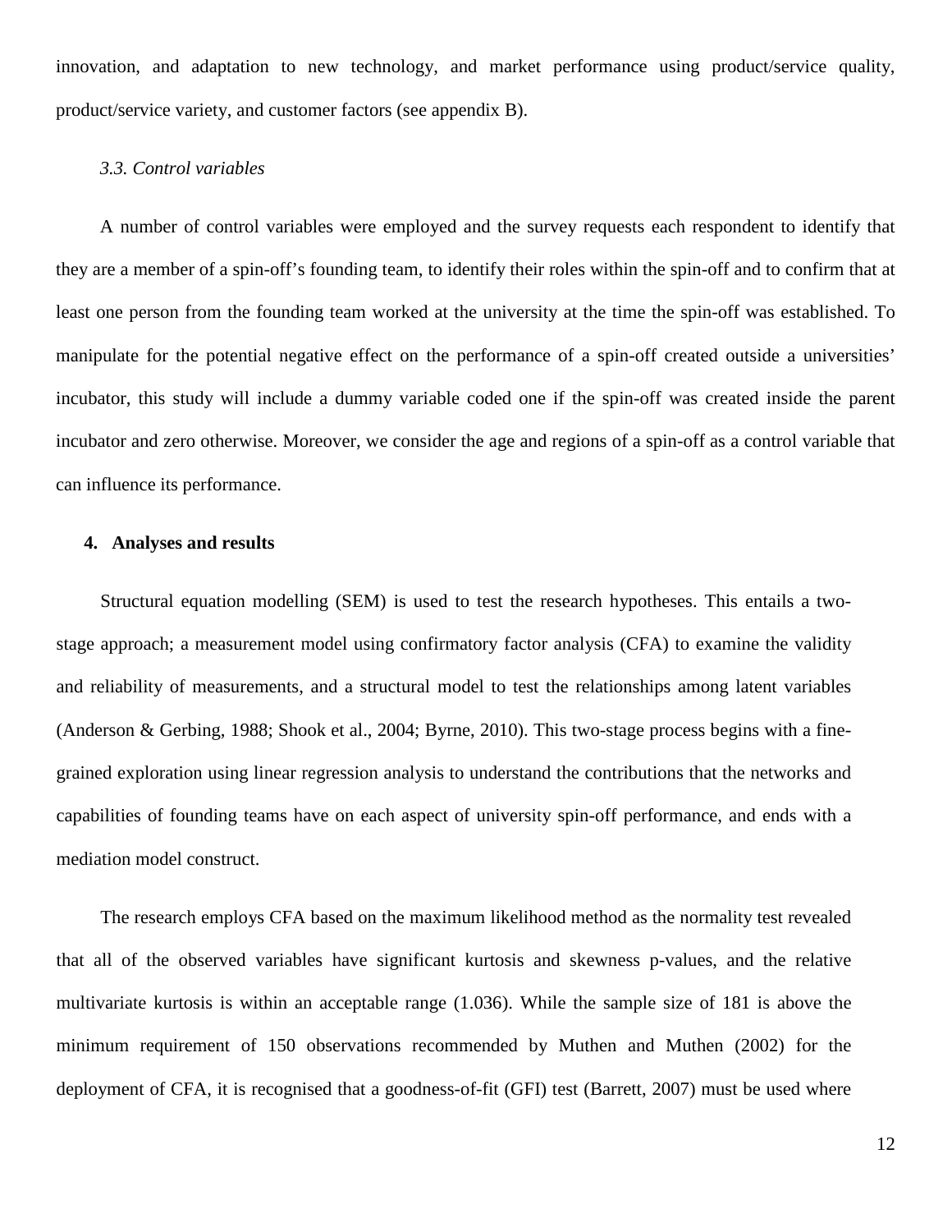innovation, and adaptation to new technology, and market performance using product/service quality, product/service variety, and customer factors (see appendix B).

### *3.3. Control variables*

A number of control variables were employed and the survey requests each respondent to identify that they are a member of a spin-off's founding team, to identify their roles within the spin-off and to confirm that at least one person from the founding team worked at the university at the time the spin-off was established. To manipulate for the potential negative effect on the performance of a spin-off created outside a universities' incubator, this study will include a dummy variable coded one if the spin-off was created inside the parent incubator and zero otherwise. Moreover, we consider the age and regions of a spin-off as a control variable that can influence its performance.

## 4. Analyses and results

Structural equation modelling (SEM) is used to test the research hypotheses. This entails a two-stage approach; a measurement model using confirmatory factor analysis (CFA) to examine the validity and reliability of measurements, and a structural model to test the relationships among latent variables (Anderson & Gerbing, 1988; Shook et al., 2004; Byrne, 2010). This two-stage process begins with a fine-grained exploration using linear regression analysis to understand the contributions that the networks and capabilities of founding teams have on each aspect of university spin-off performance, and ends with a mediation model construct.

The research employs CFA based on the maximum likelihood method as the normality test revealed that all of the observed variables have significant kurtosis and skewness p-values, and the relative multivariate kurtosis is within an acceptable range (1.036). While the sample size of 181 is above the minimum requirement of 150 observations recommended by Muthen and Muthen (2002) for the deployment of CFA, it is recognised that a goodness-of-fit (GFI) test (Barrett, 2007) must be used where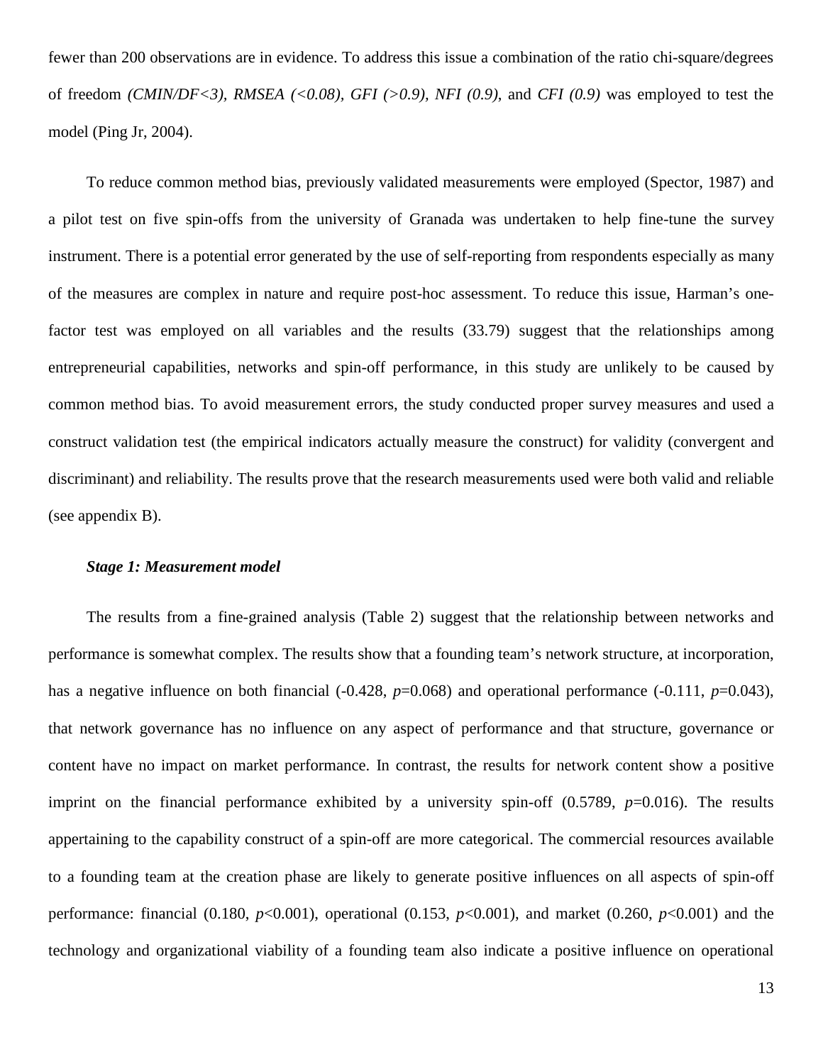fewer than 200 observations are in evidence. To address this issue a combination of the ratio chi-square/degrees of freedom *(CMIN/DF<3), RMSEA (<0.08), GFI (>0.9), NFI (0.9)*, and *CFI (0.9)* was employed to test the model (Ping Jr, 2004).

To reduce common method bias, previously validated measurements were employed (Spector, 1987) and a pilot test on five spin-offs from the university of Granada was undertaken to help fine-tune the survey instrument. There is a potential error generated by the use of self-reporting from respondents especially as many of the measures are complex in nature and require post-hoc assessment. To reduce this issue, Harman's one-factor test was employed on all variables and the results (33.79) suggest that the relationships among entrepreneurial capabilities, networks and spin-off performance, in this study are unlikely to be caused by common method bias. To avoid measurement errors, the study conducted proper survey measures and used a construct validation test (the empirical indicators actually measure the construct) for validity (convergent and discriminant) and reliability. The results prove that the research measurements used were both valid and reliable (see appendix B).

***Stage 1: Measurement model***

The results from a fine-grained analysis (Table 2) suggest that the relationship between networks and performance is somewhat complex. The results show that a founding team's network structure, at incorporation, has a negative influence on both financial (-0.428, $p$=0.068) and operational performance (-0.111, $p$=0.043), that network governance has no influence on any aspect of performance and that structure, governance or content have no impact on market performance. In contrast, the results for network content show a positive imprint on the financial performance exhibited by a university spin-off (0.5789, $p$=0.016). The results appertaining to the capability construct of a spin-off are more categorical. The commercial resources available to a founding team at the creation phase are likely to generate positive influences on all aspects of spin-off performance: financial (0.180, $p$<0.001), operational (0.153, $p$<0.001), and market (0.260, $p$<0.001) and the technology and organizational viability of a founding team also indicate a positive influence on operational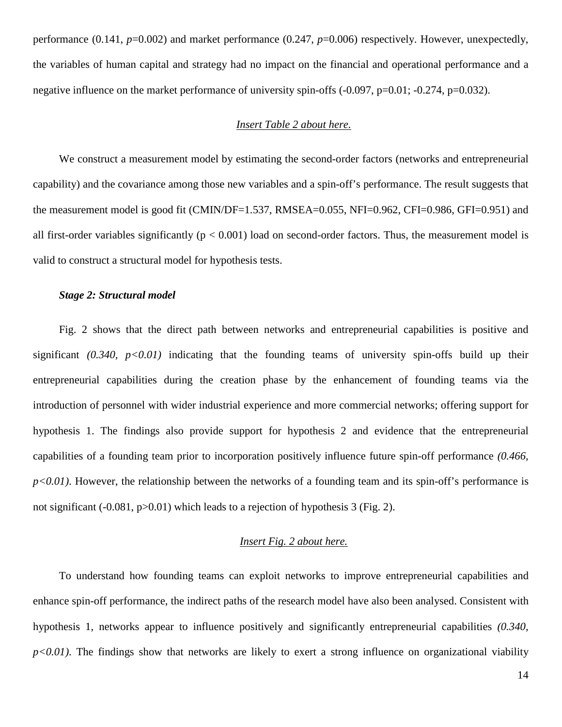performance (0.141, $p$=0.002) and market performance (0.247, $p$=0.006) respectively. However, unexpectedly, the variables of human capital and strategy had no impact on the financial and operational performance and a negative influence on the market performance of university spin-offs (-0.097, p=0.01; -0.274, p=0.032).

*Insert Table 2 about here.*

We construct a measurement model by estimating the second-order factors (networks and entrepreneurial capability) and the covariance among those new variables and a spin-off's performance. The result suggests that the measurement model is good fit (CMIN/DF=1.537, RMSEA=0.055, NFI=0.962, CFI=0.986, GFI=0.951) and all first-order variables significantly ($p < 0.001$) load on second-order factors. Thus, the measurement model is valid to construct a structural model for hypothesis tests.

***Stage 2: Structural model***

Fig. 2 shows that the direct path between networks and entrepreneurial capabilities is positive and significant *(0.340, p<0.01)* indicating that the founding teams of university spin-offs build up their entrepreneurial capabilities during the creation phase by the enhancement of founding teams via the introduction of personnel with wider industrial experience and more commercial networks; offering support for hypothesis 1. The findings also provide support for hypothesis 2 and evidence that the entrepreneurial capabilities of a founding team prior to incorporation positively influence future spin-off performance *(0.466, p<0.01)*. However, the relationship between the networks of a founding team and its spin-off's performance is not significant (-0.081, p>0.01) which leads to a rejection of hypothesis 3 (Fig. 2).

*Insert Fig. 2 about here.*

To understand how founding teams can exploit networks to improve entrepreneurial capabilities and enhance spin-off performance, the indirect paths of the research model have also been analysed. Consistent with hypothesis 1, networks appear to influence positively and significantly entrepreneurial capabilities *(0.340, p<0.01)*. The findings show that networks are likely to exert a strong influence on organizational viability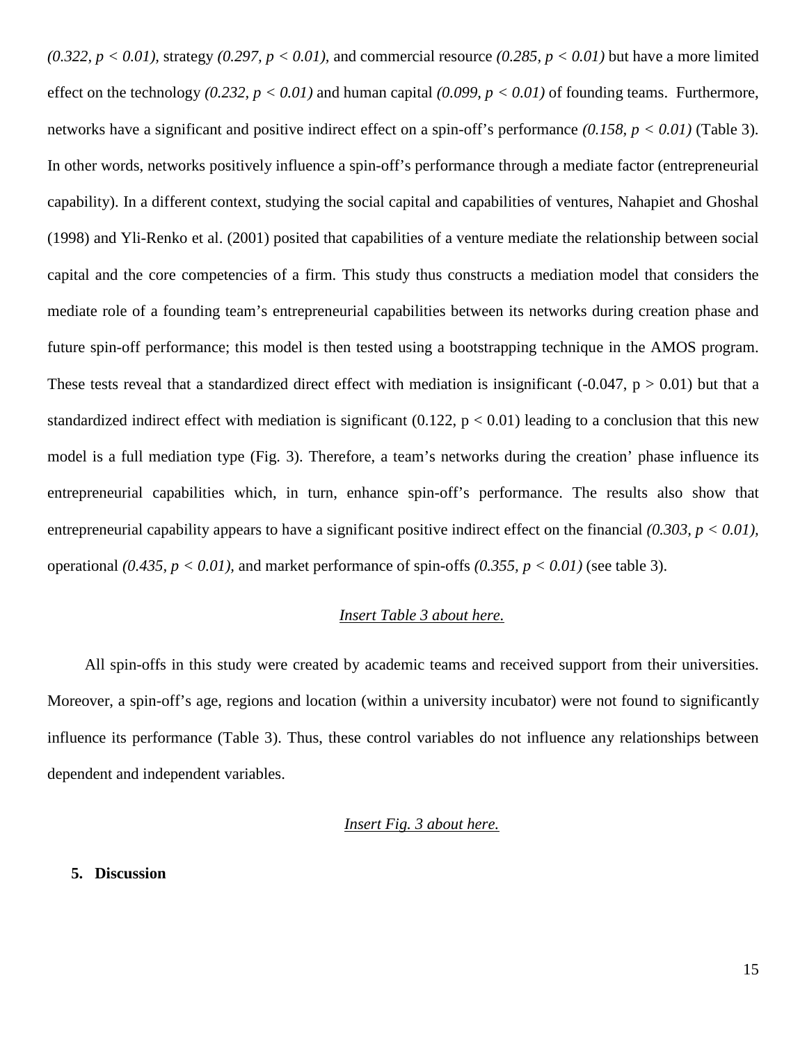*(0.322, $p < 0.01$),* strategy *(0.297, $p < 0.01$),* and commercial resource *(0.285, $p < 0.01$)* but have a more limited effect on the technology *(0.232, $p < 0.01$)* and human capital *(0.099, $p < 0.01$)* of founding teams. Furthermore, networks have a significant and positive indirect effect on a spin-off's performance *(0.158, $p < 0.01$)* (Table 3). In other words, networks positively influence a spin-off's performance through a mediate factor (entrepreneurial capability). In a different context, studying the social capital and capabilities of ventures, Nahapiet and Ghoshal (1998) and Yli-Renko et al. (2001) posited that capabilities of a venture mediate the relationship between social capital and the core competencies of a firm. This study thus constructs a mediation model that considers the mediate role of a founding team's entrepreneurial capabilities between its networks during creation phase and future spin-off performance; this model is then tested using a bootstrapping technique in the AMOS program. These tests reveal that a standardized direct effect with mediation is insignificant (-0.047, $p > 0.01$) but that a standardized indirect effect with mediation is significant (0.122, $p < 0.01$) leading to a conclusion that this new model is a full mediation type (Fig. 3). Therefore, a team's networks during the creation' phase influence its entrepreneurial capabilities which, in turn, enhance spin-off's performance. The results also show that entrepreneurial capability appears to have a significant positive indirect effect on the financial *(0.303, $p < 0.01$),* operational *(0.435, $p < 0.01$),* and market performance of spin-offs *(0.355, $p < 0.01$)* (see table 3).

*Insert Table 3 about here.*

All spin-offs in this study were created by academic teams and received support from their universities. Moreover, a spin-off's age, regions and location (within a university incubator) were not found to significantly influence its performance (Table 3). Thus, these control variables do not influence any relationships between dependent and independent variables.

*Insert Fig. 3 about here.*

## 5. Discussion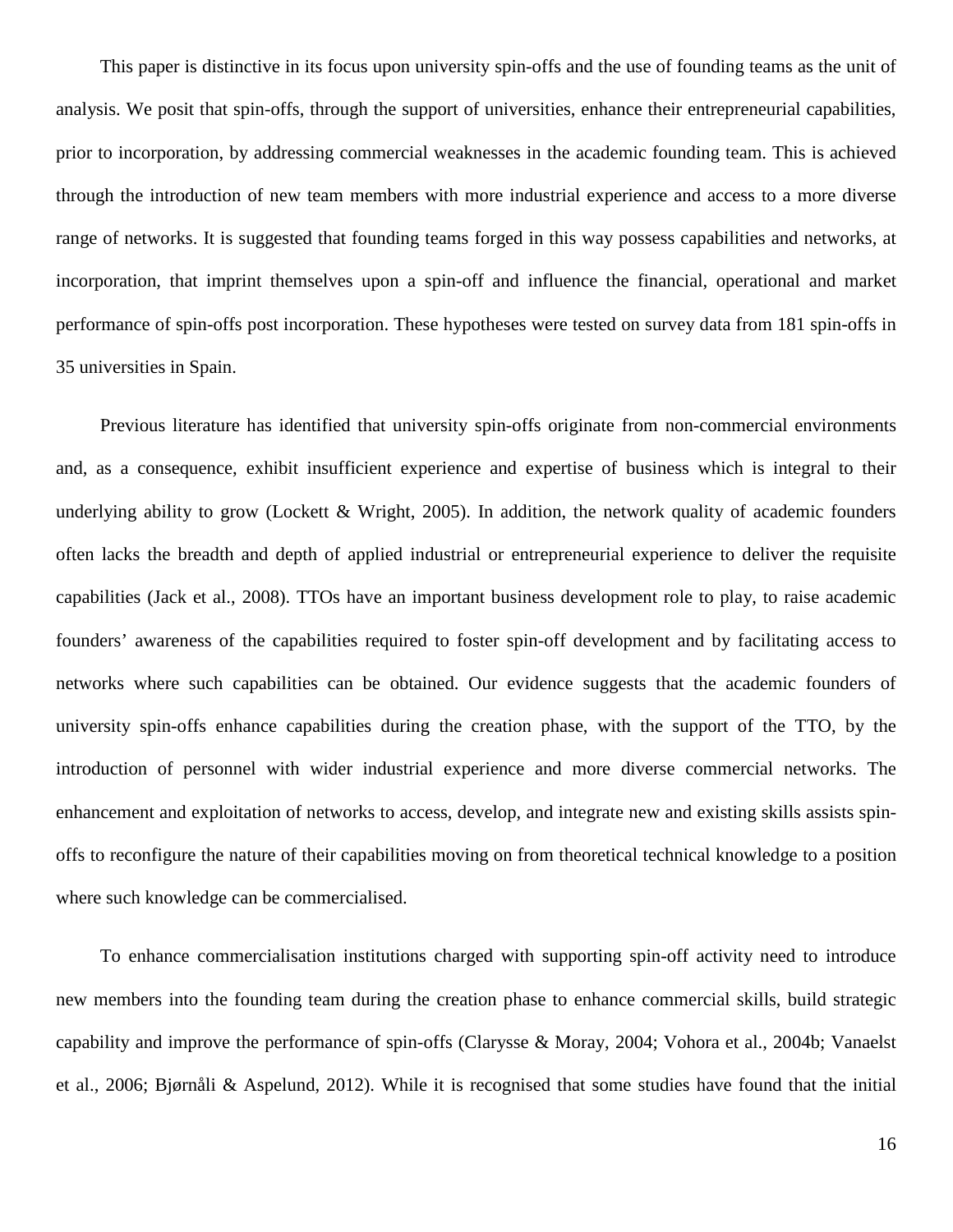This paper is distinctive in its focus upon university spin-offs and the use of founding teams as the unit of analysis. We posit that spin-offs, through the support of universities, enhance their entrepreneurial capabilities, prior to incorporation, by addressing commercial weaknesses in the academic founding team. This is achieved through the introduction of new team members with more industrial experience and access to a more diverse range of networks. It is suggested that founding teams forged in this way possess capabilities and networks, at incorporation, that imprint themselves upon a spin-off and influence the financial, operational and market performance of spin-offs post incorporation. These hypotheses were tested on survey data from 181 spin-offs in 35 universities in Spain.

Previous literature has identified that university spin-offs originate from non-commercial environments and, as a consequence, exhibit insufficient experience and expertise of business which is integral to their underlying ability to grow (Lockett & Wright, 2005). In addition, the network quality of academic founders often lacks the breadth and depth of applied industrial or entrepreneurial experience to deliver the requisite capabilities (Jack et al., 2008). TTOs have an important business development role to play, to raise academic founders' awareness of the capabilities required to foster spin-off development and by facilitating access to networks where such capabilities can be obtained. Our evidence suggests that the academic founders of university spin-offs enhance capabilities during the creation phase, with the support of the TTO, by the introduction of personnel with wider industrial experience and more diverse commercial networks. The enhancement and exploitation of networks to access, develop, and integrate new and existing skills assists spin-offs to reconfigure the nature of their capabilities moving on from theoretical technical knowledge to a position where such knowledge can be commercialised.

To enhance commercialisation institutions charged with supporting spin-off activity need to introduce new members into the founding team during the creation phase to enhance commercial skills, build strategic capability and improve the performance of spin-offs (Clarysse & Moray, 2004; Vohora et al., 2004b; Vanaelst et al., 2006; Bjørnåli & Aspelund, 2012). While it is recognised that some studies have found that the initial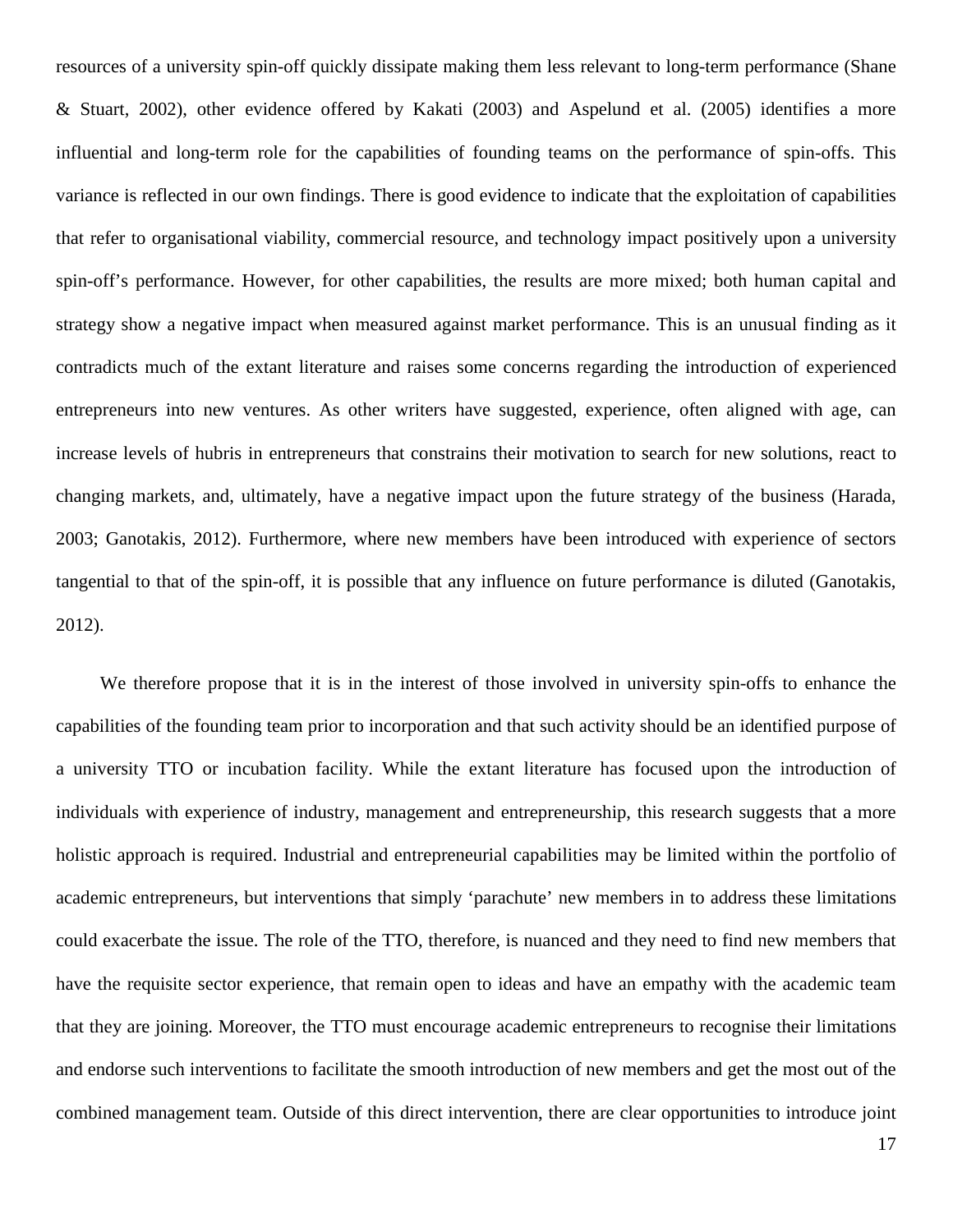resources of a university spin-off quickly dissipate making them less relevant to long-term performance (Shane & Stuart, 2002), other evidence offered by Kakati (2003) and Aspelund et al. (2005) identifies a more influential and long-term role for the capabilities of founding teams on the performance of spin-offs. This variance is reflected in our own findings. There is good evidence to indicate that the exploitation of capabilities that refer to organisational viability, commercial resource, and technology impact positively upon a university spin-off's performance. However, for other capabilities, the results are more mixed; both human capital and strategy show a negative impact when measured against market performance. This is an unusual finding as it contradicts much of the extant literature and raises some concerns regarding the introduction of experienced entrepreneurs into new ventures. As other writers have suggested, experience, often aligned with age, can increase levels of hubris in entrepreneurs that constrains their motivation to search for new solutions, react to changing markets, and, ultimately, have a negative impact upon the future strategy of the business (Harada, 2003; Ganotakis, 2012). Furthermore, where new members have been introduced with experience of sectors tangential to that of the spin-off, it is possible that any influence on future performance is diluted (Ganotakis, 2012).

We therefore propose that it is in the interest of those involved in university spin-offs to enhance the capabilities of the founding team prior to incorporation and that such activity should be an identified purpose of a university TTO or incubation facility. While the extant literature has focused upon the introduction of individuals with experience of industry, management and entrepreneurship, this research suggests that a more holistic approach is required. Industrial and entrepreneurial capabilities may be limited within the portfolio of academic entrepreneurs, but interventions that simply 'parachute' new members in to address these limitations could exacerbate the issue. The role of the TTO, therefore, is nuanced and they need to find new members that have the requisite sector experience, that remain open to ideas and have an empathy with the academic team that they are joining. Moreover, the TTO must encourage academic entrepreneurs to recognise their limitations and endorse such interventions to facilitate the smooth introduction of new members and get the most out of the combined management team. Outside of this direct intervention, there are clear opportunities to introduce joint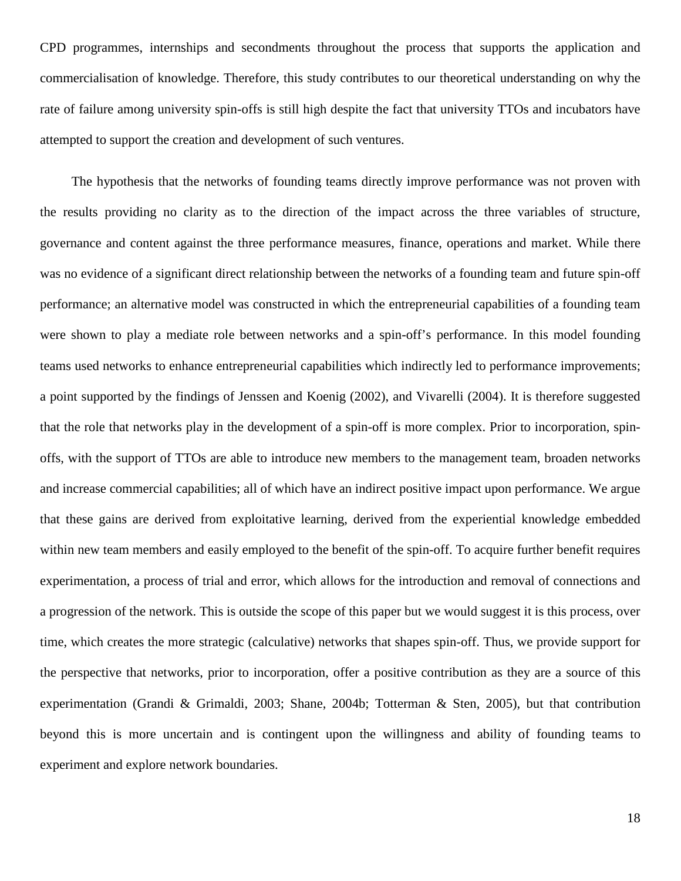CPD programmes, internships and secondments throughout the process that supports the application and commercialisation of knowledge. Therefore, this study contributes to our theoretical understanding on why the rate of failure among university spin-offs is still high despite the fact that university TTOs and incubators have attempted to support the creation and development of such ventures.

The hypothesis that the networks of founding teams directly improve performance was not proven with the results providing no clarity as to the direction of the impact across the three variables of structure, governance and content against the three performance measures, finance, operations and market. While there was no evidence of a significant direct relationship between the networks of a founding team and future spin-off performance; an alternative model was constructed in which the entrepreneurial capabilities of a founding team were shown to play a mediate role between networks and a spin-off's performance. In this model founding teams used networks to enhance entrepreneurial capabilities which indirectly led to performance improvements; a point supported by the findings of Jenssen and Koenig (2002), and Vivarelli (2004). It is therefore suggested that the role that networks play in the development of a spin-off is more complex. Prior to incorporation, spin-offs, with the support of TTOs are able to introduce new members to the management team, broaden networks and increase commercial capabilities; all of which have an indirect positive impact upon performance. We argue that these gains are derived from exploitative learning, derived from the experiential knowledge embedded within new team members and easily employed to the benefit of the spin-off. To acquire further benefit requires experimentation, a process of trial and error, which allows for the introduction and removal of connections and a progression of the network. This is outside the scope of this paper but we would suggest it is this process, over time, which creates the more strategic (calculative) networks that shapes spin-off. Thus, we provide support for the perspective that networks, prior to incorporation, offer a positive contribution as they are a source of this experimentation (Grandi & Grimaldi, 2003; Shane, 2004b; Totterman & Sten, 2005), but that contribution beyond this is more uncertain and is contingent upon the willingness and ability of founding teams to experiment and explore network boundaries.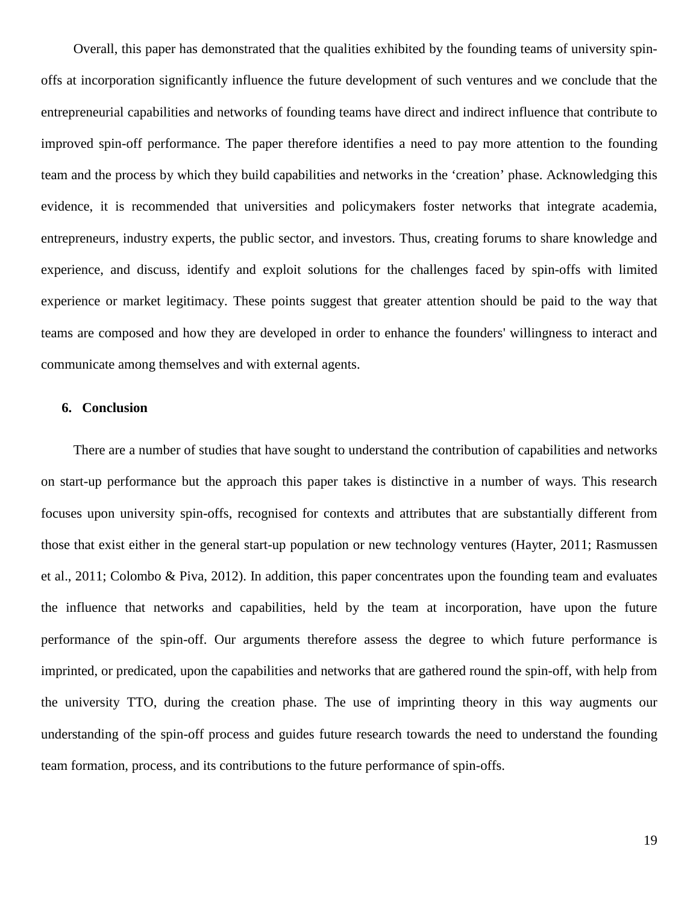Overall, this paper has demonstrated that the qualities exhibited by the founding teams of university spin-offs at incorporation significantly influence the future development of such ventures and we conclude that the entrepreneurial capabilities and networks of founding teams have direct and indirect influence that contribute to improved spin-off performance. The paper therefore identifies a need to pay more attention to the founding team and the process by which they build capabilities and networks in the 'creation' phase. Acknowledging this evidence, it is recommended that universities and policymakers foster networks that integrate academia, entrepreneurs, industry experts, the public sector, and investors. Thus, creating forums to share knowledge and experience, and discuss, identify and exploit solutions for the challenges faced by spin-offs with limited experience or market legitimacy. These points suggest that greater attention should be paid to the way that teams are composed and how they are developed in order to enhance the founders' willingness to interact and communicate among themselves and with external agents.

## 6. Conclusion

There are a number of studies that have sought to understand the contribution of capabilities and networks on start-up performance but the approach this paper takes is distinctive in a number of ways. This research focuses upon university spin-offs, recognised for contexts and attributes that are substantially different from those that exist either in the general start-up population or new technology ventures (Hayter, 2011; Rasmussen et al., 2011; Colombo & Piva, 2012). In addition, this paper concentrates upon the founding team and evaluates the influence that networks and capabilities, held by the team at incorporation, have upon the future performance of the spin-off. Our arguments therefore assess the degree to which future performance is imprinted, or predicated, upon the capabilities and networks that are gathered round the spin-off, with help from the university TTO, during the creation phase. The use of imprinting theory in this way augments our understanding of the spin-off process and guides future research towards the need to understand the founding team formation, process, and its contributions to the future performance of spin-offs.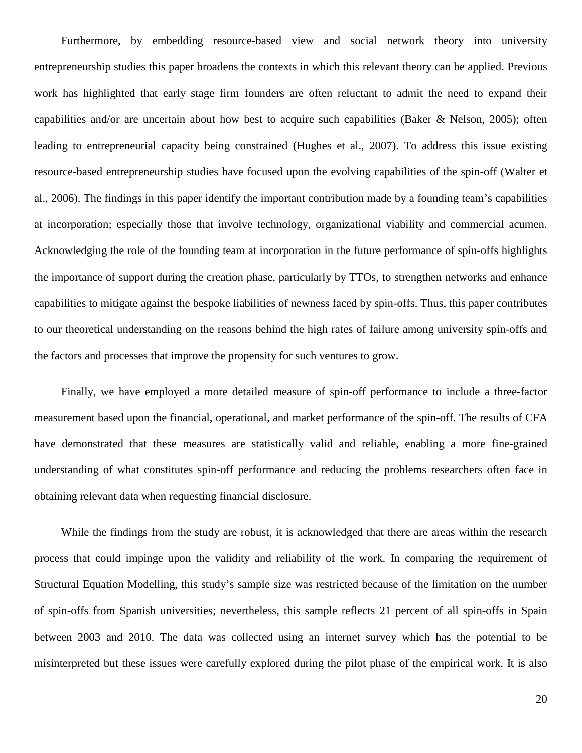Furthermore, by embedding resource-based view and social network theory into university entrepreneurship studies this paper broadens the contexts in which this relevant theory can be applied. Previous work has highlighted that early stage firm founders are often reluctant to admit the need to expand their capabilities and/or are uncertain about how best to acquire such capabilities (Baker & Nelson, 2005); often leading to entrepreneurial capacity being constrained (Hughes et al., 2007). To address this issue existing resource-based entrepreneurship studies have focused upon the evolving capabilities of the spin-off (Walter et al., 2006). The findings in this paper identify the important contribution made by a founding team's capabilities at incorporation; especially those that involve technology, organizational viability and commercial acumen. Acknowledging the role of the founding team at incorporation in the future performance of spin-offs highlights the importance of support during the creation phase, particularly by TTOs, to strengthen networks and enhance capabilities to mitigate against the bespoke liabilities of newness faced by spin-offs. Thus, this paper contributes to our theoretical understanding on the reasons behind the high rates of failure among university spin-offs and the factors and processes that improve the propensity for such ventures to grow.

Finally, we have employed a more detailed measure of spin-off performance to include a three-factor measurement based upon the financial, operational, and market performance of the spin-off. The results of CFA have demonstrated that these measures are statistically valid and reliable, enabling a more fine-grained understanding of what constitutes spin-off performance and reducing the problems researchers often face in obtaining relevant data when requesting financial disclosure.

While the findings from the study are robust, it is acknowledged that there are areas within the research process that could impinge upon the validity and reliability of the work. In comparing the requirement of Structural Equation Modelling, this study's sample size was restricted because of the limitation on the number of spin-offs from Spanish universities; nevertheless, this sample reflects 21 percent of all spin-offs in Spain between 2003 and 2010. The data was collected using an internet survey which has the potential to be misinterpreted but these issues were carefully explored during the pilot phase of the empirical work. It is also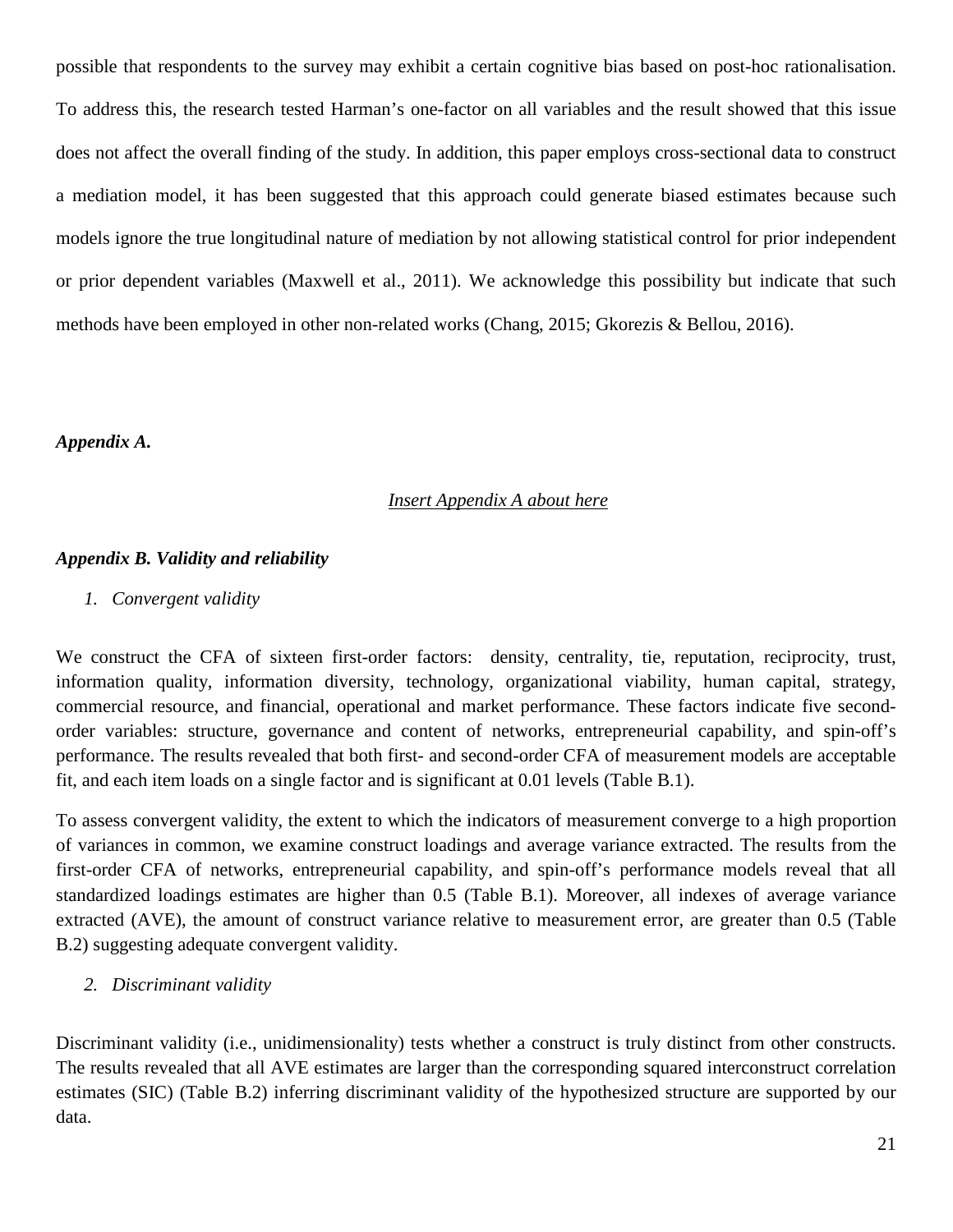possible that respondents to the survey may exhibit a certain cognitive bias based on post-hoc rationalisation. To address this, the research tested Harman's one-factor on all variables and the result showed that this issue does not affect the overall finding of the study. In addition, this paper employs cross-sectional data to construct a mediation model, it has been suggested that this approach could generate biased estimates because such models ignore the true longitudinal nature of mediation by not allowing statistical control for prior independent or prior dependent variables (Maxwell et al., 2011). We acknowledge this possibility but indicate that such methods have been employed in other non-related works (Chang, 2015; Gkorezis & Bellou, 2016).

***Appendix A.***

*Insert Appendix A about here*

***Appendix B. Validity and reliability***

1. *Convergent validity*

We construct the CFA of sixteen first-order factors: density, centrality, tie, reputation, reciprocity, trust, information quality, information diversity, technology, organizational viability, human capital, strategy, commercial resource, and financial, operational and market performance. These factors indicate five second-order variables: structure, governance and content of networks, entrepreneurial capability, and spin-off's performance. The results revealed that both first- and second-order CFA of measurement models are acceptable fit, and each item loads on a single factor and is significant at 0.01 levels (Table B.1).

To assess convergent validity, the extent to which the indicators of measurement converge to a high proportion of variances in common, we examine construct loadings and average variance extracted. The results from the first-order CFA of networks, entrepreneurial capability, and spin-off's performance models reveal that all standardized loadings estimates are higher than 0.5 (Table B.1). Moreover, all indexes of average variance extracted (AVE), the amount of construct variance relative to measurement error, are greater than 0.5 (Table B.2) suggesting adequate convergent validity.

2. *Discriminant validity*

Discriminant validity (i.e., unidimensionality) tests whether a construct is truly distinct from other constructs. The results revealed that all AVE estimates are larger than the corresponding squared interconstruct correlation estimates (SIC) (Table B.2) inferring discriminant validity of the hypothesized structure are supported by our data.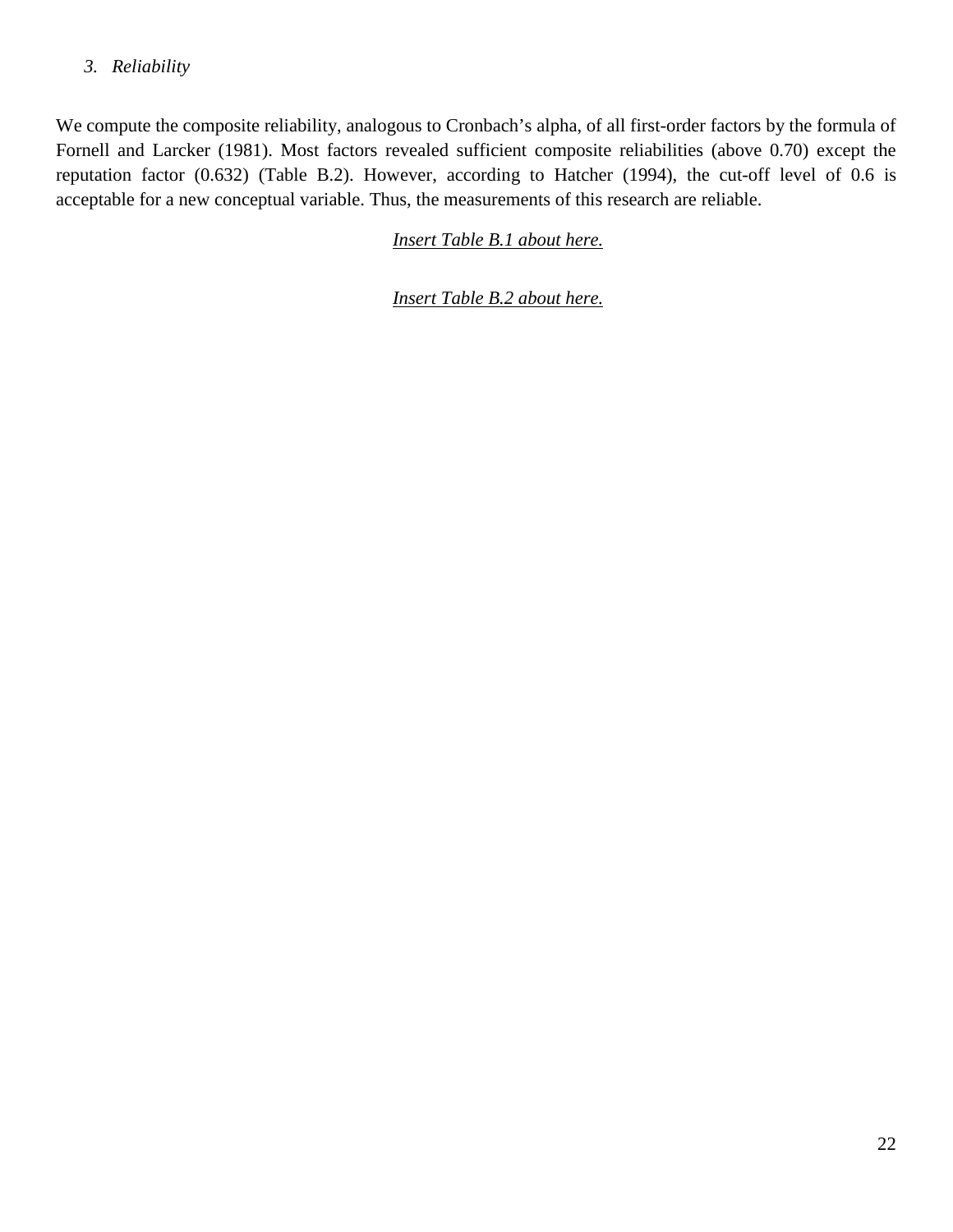### 3. *Reliability*

We compute the composite reliability, analogous to Cronbach's alpha, of all first-order factors by the formula of Fornell and Larcker (1981). Most factors revealed sufficient composite reliabilities (above 0.70) except the reputation factor (0.632) (Table B.2). However, according to Hatcher (1994), the cut-off level of 0.6 is acceptable for a new conceptual variable. Thus, the measurements of this research are reliable.

*Insert Table B.1 about here.*

*Insert Table B.2 about here.*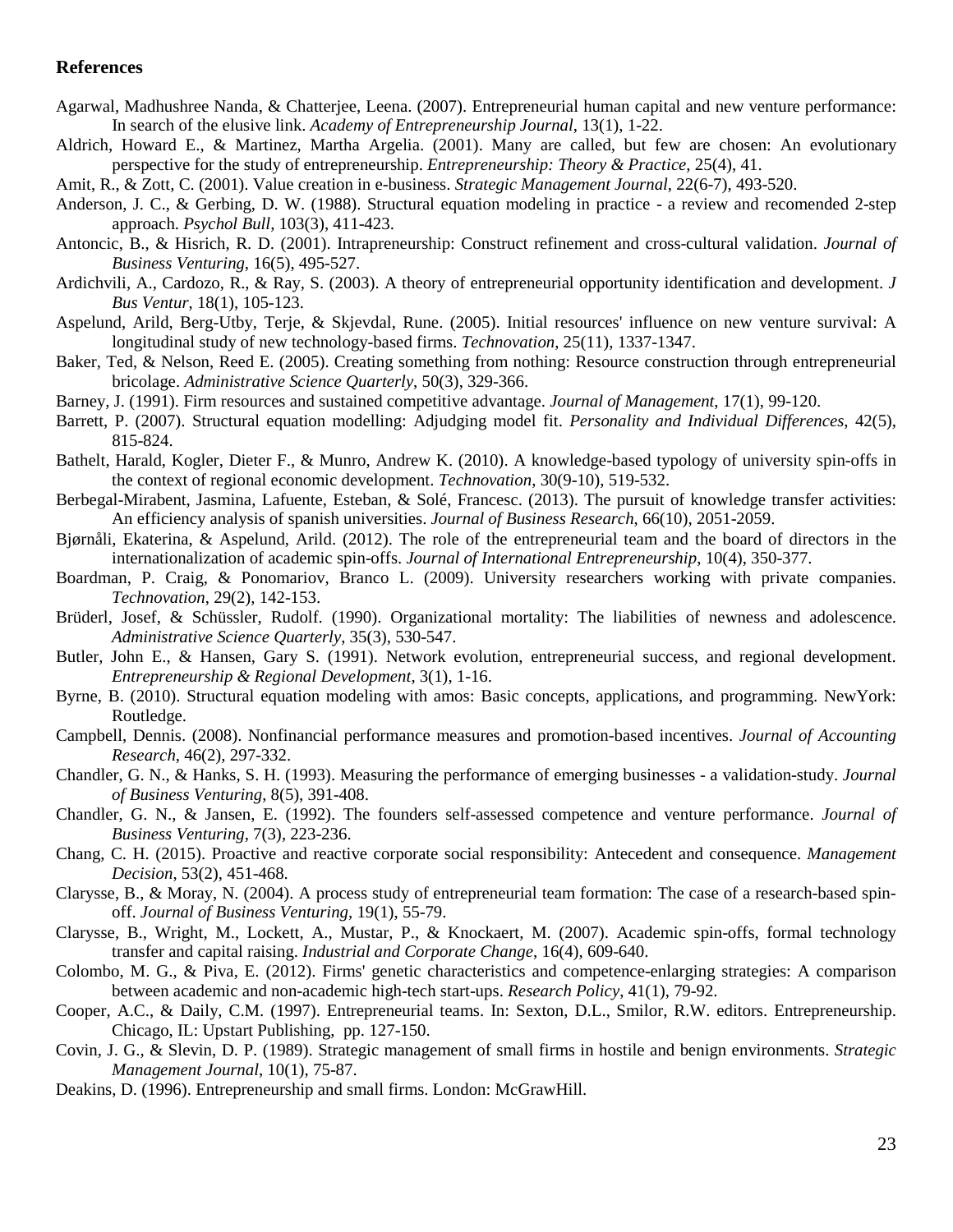## References

Agarwal, Madhushree Nanda, & Chatterjee, Leena. (2007). Entrepreneurial human capital and new venture performance: In search of the elusive link. *Academy of Entrepreneurship Journal*, 13(1), 1-22.

Aldrich, Howard E., & Martinez, Martha Argelia. (2001). Many are called, but few are chosen: An evolutionary perspective for the study of entrepreneurship. *Entrepreneurship: Theory & Practice*, 25(4), 41.

Amit, R., & Zott, C. (2001). Value creation in e-business. *Strategic Management Journal*, 22(6-7), 493-520.

Anderson, J. C., & Gerbing, D. W. (1988). Structural equation modeling in practice - a review and recomended 2-step approach. *Psychol Bull*, 103(3), 411-423.

Antoncic, B., & Hisrich, R. D. (2001). Intrapreneurship: Construct refinement and cross-cultural validation. *Journal of Business Venturing*, 16(5), 495-527.

Ardichvili, A., Cardozo, R., & Ray, S. (2003). A theory of entrepreneurial opportunity identification and development. *J Bus Ventur*, 18(1), 105-123.

Aspelund, Arild, Berg-Utby, Terje, & Skjevdal, Rune. (2005). Initial resources' influence on new venture survival: A longitudinal study of new technology-based firms. *Technovation*, 25(11), 1337-1347.

Baker, Ted, & Nelson, Reed E. (2005). Creating something from nothing: Resource construction through entrepreneurial bricolage. *Administrative Science Quarterly*, 50(3), 329-366.

Barney, J. (1991). Firm resources and sustained competitive advantage. *Journal of Management*, 17(1), 99-120.

Barrett, P. (2007). Structural equation modelling: Adjudging model fit. *Personality and Individual Differences*, 42(5), 815-824.

Bathelt, Harald, Kogler, Dieter F., & Munro, Andrew K. (2010). A knowledge-based typology of university spin-offs in the context of regional economic development. *Technovation*, 30(9-10), 519-532.

Berbegal-Mirabent, Jasmina, Lafuente, Esteban, & Solé, Francesc. (2013). The pursuit of knowledge transfer activities: An efficiency analysis of spanish universities. *Journal of Business Research*, 66(10), 2051-2059.

Bjørnåli, Ekaterina, & Aspelund, Arild. (2012). The role of the entrepreneurial team and the board of directors in the internationalization of academic spin-offs. *Journal of International Entrepreneurship*, 10(4), 350-377.

Boardman, P. Craig, & Ponomariov, Branco L. (2009). University researchers working with private companies. *Technovation*, 29(2), 142-153.

Brüderl, Josef, & Schüssler, Rudolf. (1990). Organizational mortality: The liabilities of newness and adolescence. *Administrative Science Quarterly*, 35(3), 530-547.

Butler, John E., & Hansen, Gary S. (1991). Network evolution, entrepreneurial success, and regional development. *Entrepreneurship & Regional Development*, 3(1), 1-16.

Byrne, B. (2010). Structural equation modeling with amos: Basic concepts, applications, and programming. NewYork: Routledge.

Campbell, Dennis. (2008). Nonfinancial performance measures and promotion-based incentives. *Journal of Accounting Research*, 46(2), 297-332.

Chandler, G. N., & Hanks, S. H. (1993). Measuring the performance of emerging businesses - a validation-study. *Journal of Business Venturing*, 8(5), 391-408.

Chandler, G. N., & Jansen, E. (1992). The founders self-assessed competence and venture performance. *Journal of Business Venturing*, 7(3), 223-236.

Chang, C. H. (2015). Proactive and reactive corporate social responsibility: Antecedent and consequence. *Management Decision*, 53(2), 451-468.

Clarysse, B., & Moray, N. (2004). A process study of entrepreneurial team formation: The case of a research-based spin-off. *Journal of Business Venturing*, 19(1), 55-79.

Clarysse, B., Wright, M., Lockett, A., Mustar, P., & Knockaert, M. (2007). Academic spin-offs, formal technology transfer and capital raising. *Industrial and Corporate Change*, 16(4), 609-640.

Colombo, M. G., & Piva, E. (2012). Firms' genetic characteristics and competence-enlarging strategies: A comparison between academic and non-academic high-tech start-ups. *Research Policy*, 41(1), 79-92.

Cooper, A.C., & Daily, C.M. (1997). Entrepreneurial teams. In: Sexton, D.L., Smilor, R.W. editors. Entrepreneurship. Chicago, IL: Upstart Publishing, pp. 127-150.

Covin, J. G., & Slevin, D. P. (1989). Strategic management of small firms in hostile and benign environments. *Strategic Management Journal*, 10(1), 75-87.

Deakins, D. (1996). Entrepreneurship and small firms. London: McGrawHill.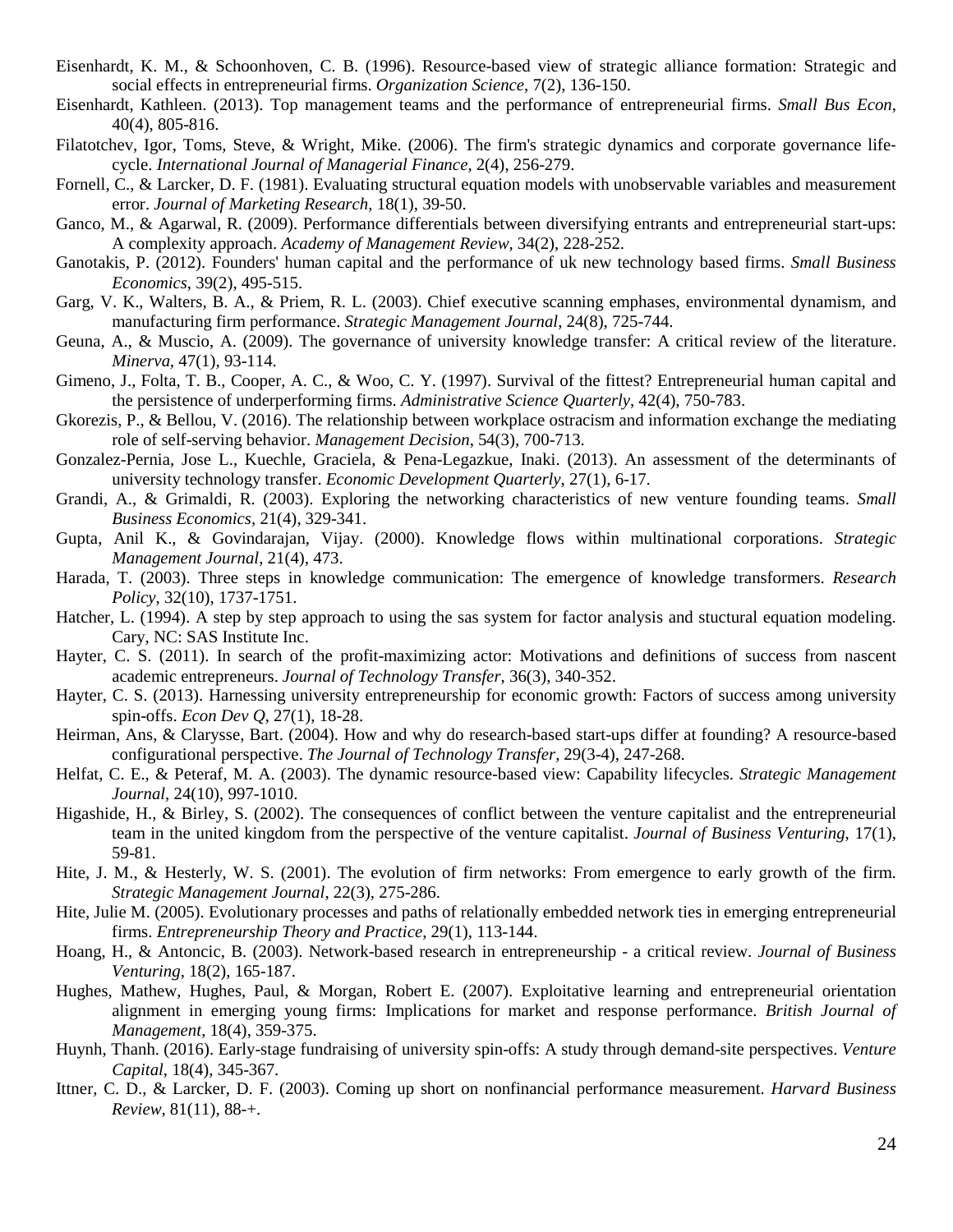Eisenhardt, K. M., & Schoonhoven, C. B. (1996). Resource-based view of strategic alliance formation: Strategic and social effects in entrepreneurial firms. *Organization Science*, 7(2), 136-150.

Eisenhardt, Kathleen. (2013). Top management teams and the performance of entrepreneurial firms. *Small Bus Econ*, 40(4), 805-816.

Filatotchev, Igor, Toms, Steve, & Wright, Mike. (2006). The firm's strategic dynamics and corporate governance life-cycle. *International Journal of Managerial Finance*, 2(4), 256-279.

Fornell, C., & Larcker, D. F. (1981). Evaluating structural equation models with unobservable variables and measurement error. *Journal of Marketing Research*, 18(1), 39-50.

Ganco, M., & Agarwal, R. (2009). Performance differentials between diversifying entrants and entrepreneurial start-ups: A complexity approach. *Academy of Management Review*, 34(2), 228-252.

Ganotakis, P. (2012). Founders' human capital and the performance of uk new technology based firms. *Small Business Economics*, 39(2), 495-515.

Garg, V. K., Walters, B. A., & Priem, R. L. (2003). Chief executive scanning emphases, environmental dynamism, and manufacturing firm performance. *Strategic Management Journal*, 24(8), 725-744.

Geuna, A., & Muscio, A. (2009). The governance of university knowledge transfer: A critical review of the literature. *Minerva*, 47(1), 93-114.

Gimeno, J., Folta, T. B., Cooper, A. C., & Woo, C. Y. (1997). Survival of the fittest? Entrepreneurial human capital and the persistence of underperforming firms. *Administrative Science Quarterly*, 42(4), 750-783.

Gkorezis, P., & Bellou, V. (2016). The relationship between workplace ostracism and information exchange the mediating role of self-serving behavior. *Management Decision*, 54(3), 700-713.

Gonzalez-Pernia, Jose L., Kuechle, Graciela, & Pena-Legazkue, Inaki. (2013). An assessment of the determinants of university technology transfer. *Economic Development Quarterly*, 27(1), 6-17.

Grandi, A., & Grimaldi, R. (2003). Exploring the networking characteristics of new venture founding teams. *Small Business Economics*, 21(4), 329-341.

Gupta, Anil K., & Govindarajan, Vijay. (2000). Knowledge flows within multinational corporations. *Strategic Management Journal*, 21(4), 473.

Harada, T. (2003). Three steps in knowledge communication: The emergence of knowledge transformers. *Research Policy*, 32(10), 1737-1751.

Hatcher, L. (1994). A step by step approach to using the sas system for factor analysis and stuctural equation modeling. Cary, NC: SAS Institute Inc.

Hayter, C. S. (2011). In search of the profit-maximizing actor: Motivations and definitions of success from nascent academic entrepreneurs. *Journal of Technology Transfer*, 36(3), 340-352.

Hayter, C. S. (2013). Harnessing university entrepreneurship for economic growth: Factors of success among university spin-offs. *Econ Dev Q*, 27(1), 18-28.

Heirman, Ans, & Clarysse, Bart. (2004). How and why do research-based start-ups differ at founding? A resource-based configurational perspective. *The Journal of Technology Transfer*, 29(3-4), 247-268.

Helfat, C. E., & Peteraf, M. A. (2003). The dynamic resource-based view: Capability lifecycles. *Strategic Management Journal*, 24(10), 997-1010.

Higashide, H., & Birley, S. (2002). The consequences of conflict between the venture capitalist and the entrepreneurial team in the united kingdom from the perspective of the venture capitalist. *Journal of Business Venturing*, 17(1), 59-81.

Hite, J. M., & Hesterly, W. S. (2001). The evolution of firm networks: From emergence to early growth of the firm. *Strategic Management Journal*, 22(3), 275-286.

Hite, Julie M. (2005). Evolutionary processes and paths of relationally embedded network ties in emerging entrepreneurial firms. *Entrepreneurship Theory and Practice*, 29(1), 113-144.

Hoang, H., & Antoncic, B. (2003). Network-based research in entrepreneurship - a critical review. *Journal of Business Venturing*, 18(2), 165-187.

Hughes, Mathew, Hughes, Paul, & Morgan, Robert E. (2007). Exploitative learning and entrepreneurial orientation alignment in emerging young firms: Implications for market and response performance. *British Journal of Management*, 18(4), 359-375.

Huynh, Thanh. (2016). Early-stage fundraising of university spin-offs: A study through demand-site perspectives. *Venture Capital*, 18(4), 345-367.

Ittner, C. D., & Larcker, D. F. (2003). Coming up short on nonfinancial performance measurement. *Harvard Business Review*, 81(11), 88-+.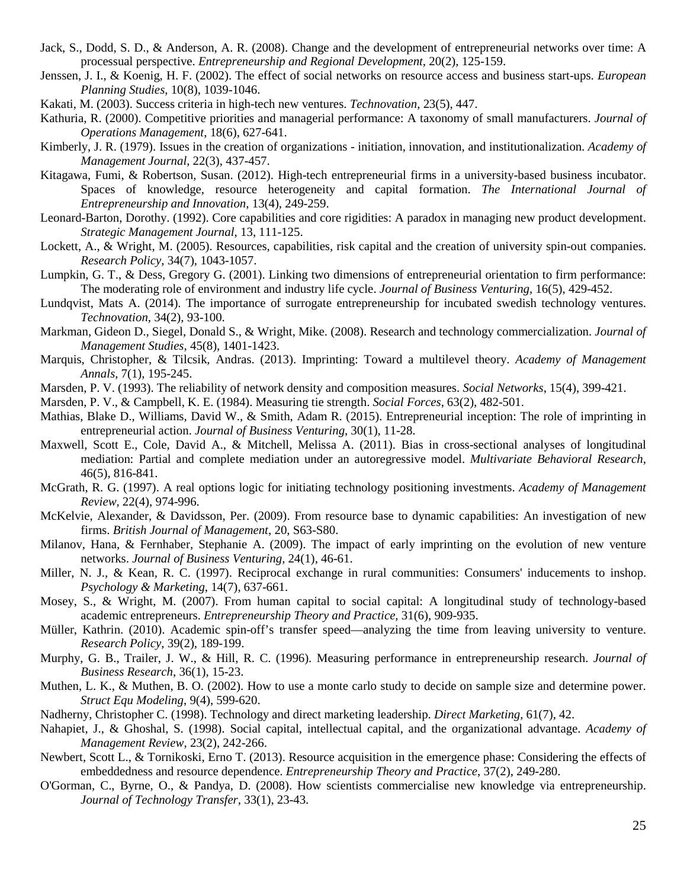Jack, S., Dodd, S. D., & Anderson, A. R. (2008). Change and the development of entrepreneurial networks over time: A processual perspective. *Entrepreneurship and Regional Development*, 20(2), 125-159.

Jenssen, J. I., & Koenig, H. F. (2002). The effect of social networks on resource access and business start-ups. *European Planning Studies*, 10(8), 1039-1046.

Kakati, M. (2003). Success criteria in high-tech new ventures. *Technovation*, 23(5), 447.

Kathuria, R. (2000). Competitive priorities and managerial performance: A taxonomy of small manufacturers. *Journal of Operations Management*, 18(6), 627-641.

Kimberly, J. R. (1979). Issues in the creation of organizations - initiation, innovation, and institutionalization. *Academy of Management Journal*, 22(3), 437-457.

Kitagawa, Fumi, & Robertson, Susan. (2012). High-tech entrepreneurial firms in a university-based business incubator. Spaces of knowledge, resource heterogeneity and capital formation. *The International Journal of Entrepreneurship and Innovation*, 13(4), 249-259.

Leonard-Barton, Dorothy. (1992). Core capabilities and core rigidities: A paradox in managing new product development. *Strategic Management Journal*, 13, 111-125.

Lockett, A., & Wright, M. (2005). Resources, capabilities, risk capital and the creation of university spin-out companies. *Research Policy*, 34(7), 1043-1057.

Lumpkin, G. T., & Dess, Gregory G. (2001). Linking two dimensions of entrepreneurial orientation to firm performance: The moderating role of environment and industry life cycle. *Journal of Business Venturing*, 16(5), 429-452.

Lundqvist, Mats A. (2014). The importance of surrogate entrepreneurship for incubated swedish technology ventures. *Technovation*, 34(2), 93-100.

Markman, Gideon D., Siegel, Donald S., & Wright, Mike. (2008). Research and technology commercialization. *Journal of Management Studies*, 45(8), 1401-1423.

Marquis, Christopher, & Tilcsik, Andras. (2013). Imprinting: Toward a multilevel theory. *Academy of Management Annals*, 7(1), 195-245.

Marsden, P. V. (1993). The reliability of network density and composition measures. *Social Networks*, 15(4), 399-421.

Marsden, P. V., & Campbell, K. E. (1984). Measuring tie strength. *Social Forces*, 63(2), 482-501.

Mathias, Blake D., Williams, David W., & Smith, Adam R. (2015). Entrepreneurial inception: The role of imprinting in entrepreneurial action. *Journal of Business Venturing*, 30(1), 11-28.

Maxwell, Scott E., Cole, David A., & Mitchell, Melissa A. (2011). Bias in cross-sectional analyses of longitudinal mediation: Partial and complete mediation under an autoregressive model. *Multivariate Behavioral Research*, 46(5), 816-841.

McGrath, R. G. (1997). A real options logic for initiating technology positioning investments. *Academy of Management Review*, 22(4), 974-996.

McKelvie, Alexander, & Davidsson, Per. (2009). From resource base to dynamic capabilities: An investigation of new firms. *British Journal of Management*, 20, S63-S80.

Milanov, Hana, & Fernhaber, Stephanie A. (2009). The impact of early imprinting on the evolution of new venture networks. *Journal of Business Venturing*, 24(1), 46-61.

Miller, N. J., & Kean, R. C. (1997). Reciprocal exchange in rural communities: Consumers' inducements to inshop. *Psychology & Marketing*, 14(7), 637-661.

Mosey, S., & Wright, M. (2007). From human capital to social capital: A longitudinal study of technology-based academic entrepreneurs. *Entrepreneurship Theory and Practice*, 31(6), 909-935.

Müller, Kathrin. (2010). Academic spin-off's transfer speed—analyzing the time from leaving university to venture. *Research Policy*, 39(2), 189-199.

Murphy, G. B., Trailer, J. W., & Hill, R. C. (1996). Measuring performance in entrepreneurship research. *Journal of Business Research*, 36(1), 15-23.

Muthen, L. K., & Muthen, B. O. (2002). How to use a monte carlo study to decide on sample size and determine power. *Struct Equ Modeling*, 9(4), 599-620.

Nadherny, Christopher C. (1998). Technology and direct marketing leadership. *Direct Marketing*, 61(7), 42.

Nahapiet, J., & Ghoshal, S. (1998). Social capital, intellectual capital, and the organizational advantage. *Academy of Management Review*, 23(2), 242-266.

Newbert, Scott L., & Tornikoski, Erno T. (2013). Resource acquisition in the emergence phase: Considering the effects of embeddedness and resource dependence. *Entrepreneurship Theory and Practice*, 37(2), 249-280.

O'Gorman, C., Byrne, O., & Pandya, D. (2008). How scientists commercialise new knowledge via entrepreneurship. *Journal of Technology Transfer*, 33(1), 23-43.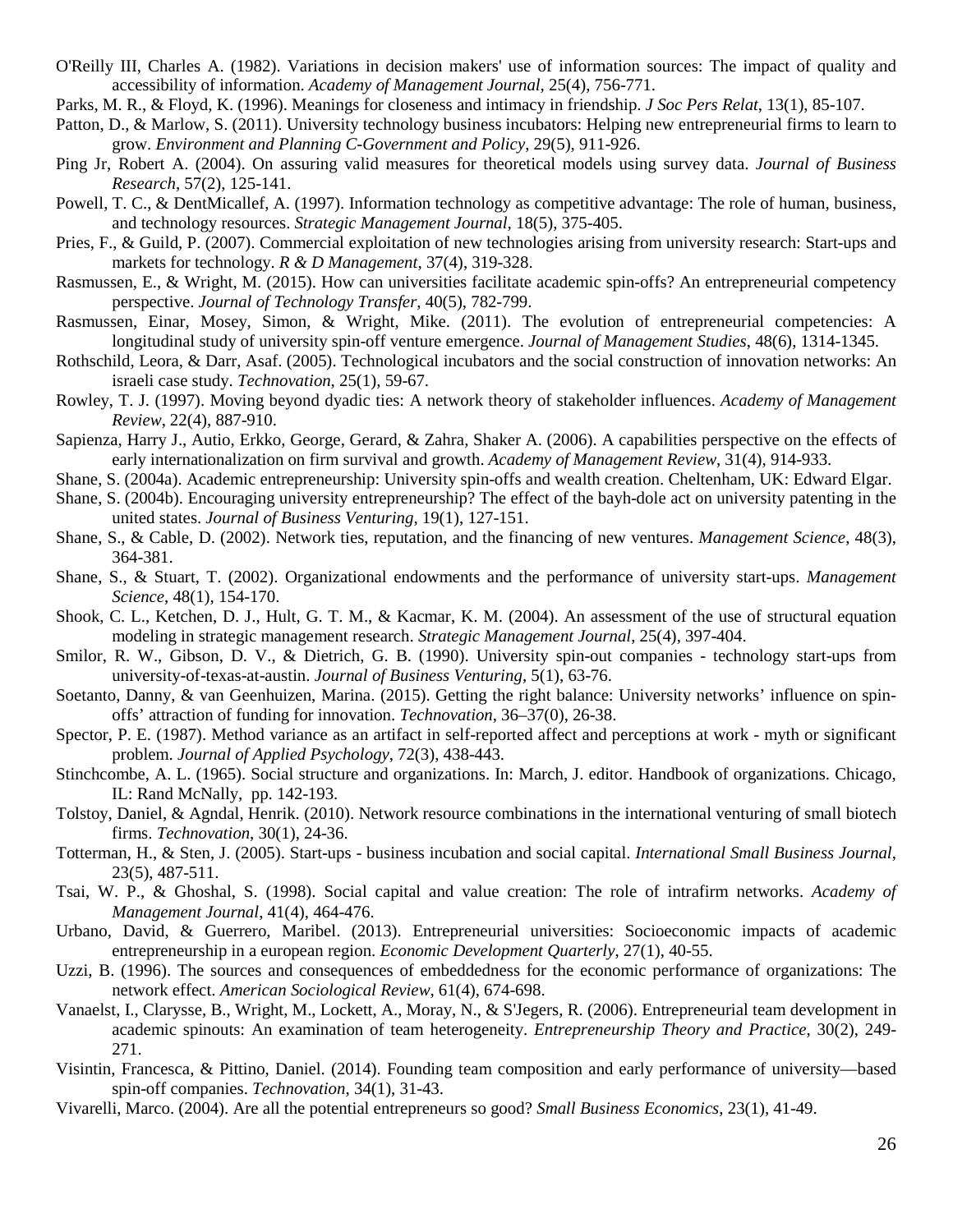O'Reilly III, Charles A. (1982). Variations in decision makers' use of information sources: The impact of quality and accessibility of information. *Academy of Management Journal*, 25(4), 756-771.

Parks, M. R., & Floyd, K. (1996). Meanings for closeness and intimacy in friendship. *J Soc Pers Relat*, 13(1), 85-107.

Patton, D., & Marlow, S. (2011). University technology business incubators: Helping new entrepreneurial firms to learn to grow. *Environment and Planning C-Government and Policy*, 29(5), 911-926.

Ping Jr, Robert A. (2004). On assuring valid measures for theoretical models using survey data. *Journal of Business Research*, 57(2), 125-141.

Powell, T. C., & DentMicallef, A. (1997). Information technology as competitive advantage: The role of human, business, and technology resources. *Strategic Management Journal*, 18(5), 375-405.

Pries, F., & Guild, P. (2007). Commercial exploitation of new technologies arising from university research: Start-ups and markets for technology. *R & D Management*, 37(4), 319-328.

Rasmussen, E., & Wright, M. (2015). How can universities facilitate academic spin-offs? An entrepreneurial competency perspective. *Journal of Technology Transfer*, 40(5), 782-799.

Rasmussen, Einar, Mosey, Simon, & Wright, Mike. (2011). The evolution of entrepreneurial competencies: A longitudinal study of university spin-off venture emergence. *Journal of Management Studies*, 48(6), 1314-1345.

Rothschild, Leora, & Darr, Asaf. (2005). Technological incubators and the social construction of innovation networks: An israeli case study. *Technovation*, 25(1), 59-67.

Rowley, T. J. (1997). Moving beyond dyadic ties: A network theory of stakeholder influences. *Academy of Management Review*, 22(4), 887-910.

Sapienza, Harry J., Autio, Erkko, George, Gerard, & Zahra, Shaker A. (2006). A capabilities perspective on the effects of early internationalization on firm survival and growth. *Academy of Management Review*, 31(4), 914-933.

Shane, S. (2004a). Academic entrepreneurship: University spin-offs and wealth creation. Cheltenham, UK: Edward Elgar.

Shane, S. (2004b). Encouraging university entrepreneurship? The effect of the bayh-dole act on university patenting in the united states. *Journal of Business Venturing*, 19(1), 127-151.

Shane, S., & Cable, D. (2002). Network ties, reputation, and the financing of new ventures. *Management Science*, 48(3), 364-381.

Shane, S., & Stuart, T. (2002). Organizational endowments and the performance of university start-ups. *Management Science*, 48(1), 154-170.

Shook, C. L., Ketchen, D. J., Hult, G. T. M., & Kacmar, K. M. (2004). An assessment of the use of structural equation modeling in strategic management research. *Strategic Management Journal*, 25(4), 397-404.

Smilor, R. W., Gibson, D. V., & Dietrich, G. B. (1990). University spin-out companies - technology start-ups from university-of-texas-at-austin. *Journal of Business Venturing*, 5(1), 63-76.

Soetanto, Danny, & van Geenhuizen, Marina. (2015). Getting the right balance: University networks' influence on spin-offs' attraction of funding for innovation. *Technovation*, 36–37(0), 26-38.

Spector, P. E. (1987). Method variance as an artifact in self-reported affect and perceptions at work - myth or significant problem. *Journal of Applied Psychology*, 72(3), 438-443.

Stinchcombe, A. L. (1965). Social structure and organizations. In: March, J. editor. Handbook of organizations. Chicago, IL: Rand McNally, pp. 142-193.

Tolstoy, Daniel, & Agndal, Henrik. (2010). Network resource combinations in the international venturing of small biotech firms. *Technovation*, 30(1), 24-36.

Totterman, H., & Sten, J. (2005). Start-ups - business incubation and social capital. *International Small Business Journal*, 23(5), 487-511.

Tsai, W. P., & Ghoshal, S. (1998). Social capital and value creation: The role of intrafirm networks. *Academy of Management Journal*, 41(4), 464-476.

Urbano, David, & Guerrero, Maribel. (2013). Entrepreneurial universities: Socioeconomic impacts of academic entrepreneurship in a european region. *Economic Development Quarterly*, 27(1), 40-55.

Uzzi, B. (1996). The sources and consequences of embeddedness for the economic performance of organizations: The network effect. *American Sociological Review*, 61(4), 674-698.

Vanaelst, I., Clarysse, B., Wright, M., Lockett, A., Moray, N., & S'Jegers, R. (2006). Entrepreneurial team development in academic spinouts: An examination of team heterogeneity. *Entrepreneurship Theory and Practice*, 30(2), 249-271.

Visintin, Francesca, & Pittino, Daniel. (2014). Founding team composition and early performance of university—based spin-off companies. *Technovation*, 34(1), 31-43.

Vivarelli, Marco. (2004). Are all the potential entrepreneurs so good? *Small Business Economics*, 23(1), 41-49.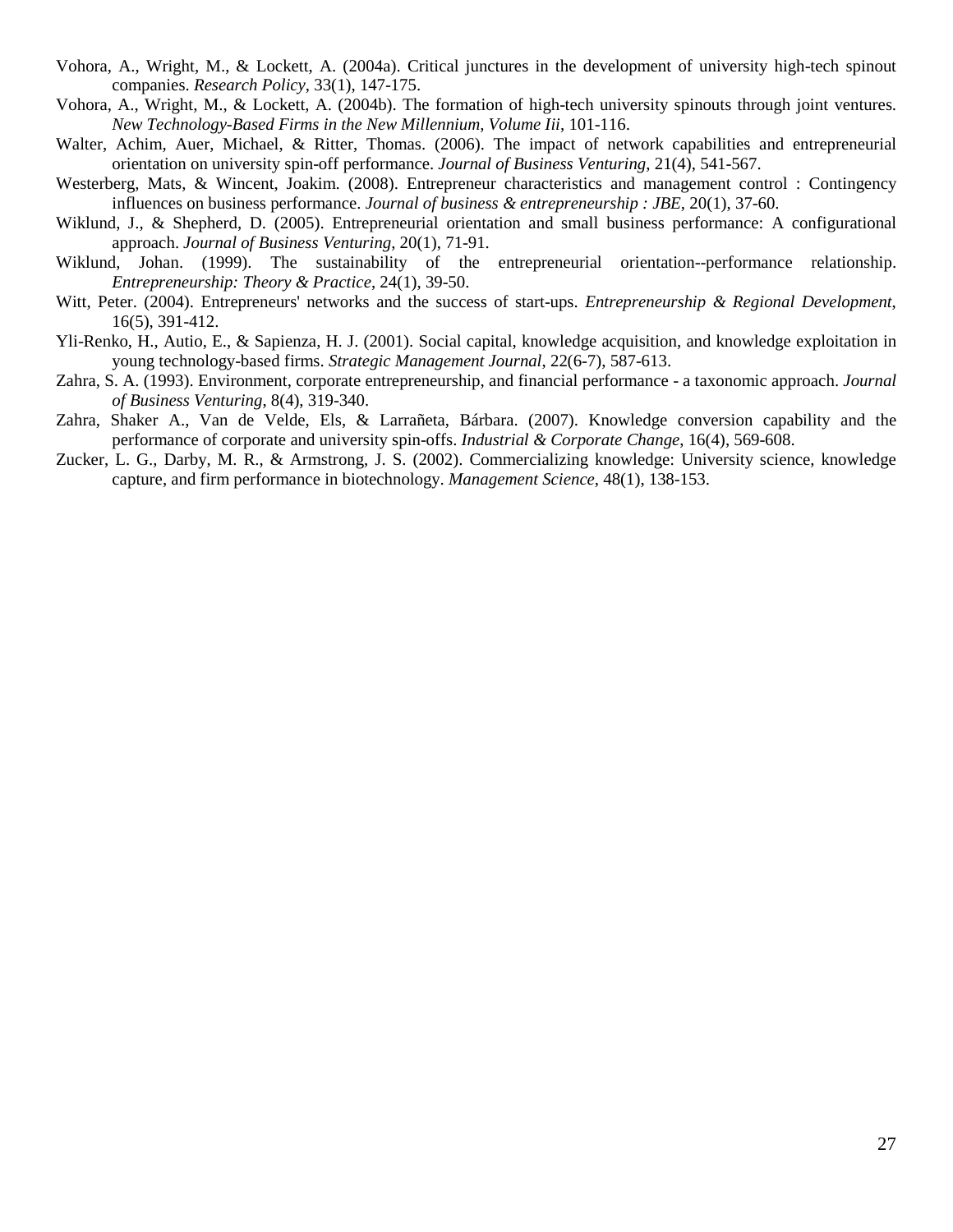Vohora, A., Wright, M., & Lockett, A. (2004a). Critical junctures in the development of university high-tech spinout companies. *Research Policy*, 33(1), 147-175.

Vohora, A., Wright, M., & Lockett, A. (2004b). The formation of high-tech university spinouts through joint ventures. *New Technology-Based Firms in the New Millennium, Volume Iii*, 101-116.

Walter, Achim, Auer, Michael, & Ritter, Thomas. (2006). The impact of network capabilities and entrepreneurial orientation on university spin-off performance. *Journal of Business Venturing*, 21(4), 541-567.

Westerberg, Mats, & Wincent, Joakim. (2008). Entrepreneur characteristics and management control : Contingency influences on business performance. *Journal of business & entrepreneurship : JBE*, 20(1), 37-60.

Wiklund, J., & Shepherd, D. (2005). Entrepreneurial orientation and small business performance: A configurational approach. *Journal of Business Venturing*, 20(1), 71-91.

Wiklund, Johan. (1999). The sustainability of the entrepreneurial orientation--performance relationship. *Entrepreneurship: Theory & Practice*, 24(1), 39-50.

Witt, Peter. (2004). Entrepreneurs' networks and the success of start-ups. *Entrepreneurship & Regional Development*, 16(5), 391-412.

Yli-Renko, H., Autio, E., & Sapienza, H. J. (2001). Social capital, knowledge acquisition, and knowledge exploitation in young technology-based firms. *Strategic Management Journal*, 22(6-7), 587-613.

Zahra, S. A. (1993). Environment, corporate entrepreneurship, and financial performance - a taxonomic approach. *Journal of Business Venturing*, 8(4), 319-340.

Zahra, Shaker A., Van de Velde, Els, & Larrañeta, Bárbara. (2007). Knowledge conversion capability and the performance of corporate and university spin-offs. *Industrial & Corporate Change*, 16(4), 569-608.

Zucker, L. G., Darby, M. R., & Armstrong, J. S. (2002). Commercializing knowledge: University science, knowledge capture, and firm performance in biotechnology. *Management Science*, 48(1), 138-153.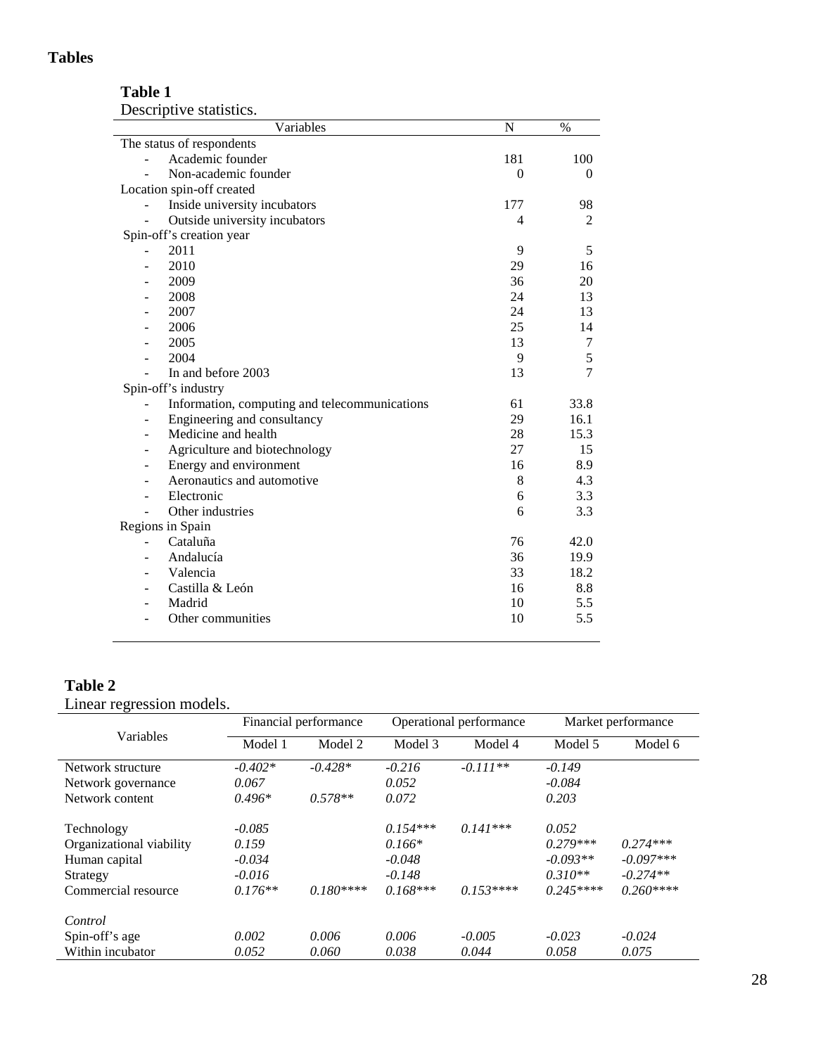# Tables

**Table 1**

Descriptive statistics.

| Variables | N | % |
|---|---|---|
| The status of respondents | | |
| - Academic founder | 181 | 100 |
| - Non-academic founder | 0 | 0 |
| Location spin-off created | | |
| - Inside university incubators | 177 | 98 |
| - Outside university incubators | 4 | 2 |
| Spin-off's creation year | | |
| - 2011 | 9 | 5 |
| - 2010 | 29 | 16 |
| - 2009 | 36 | 20 |
| - 2008 | 24 | 13 |
| - 2007 | 24 | 13 |
| - 2006 | 25 | 14 |
| - 2005 | 13 | 7 |
| - 2004 | 9 | 5 |
| - In and before 2003 | 13 | 7 |
| Spin-off's industry | | |
| - Information, computing and telecommunications | 61 | 33.8 |
| - Engineering and consultancy | 29 | 16.1 |
| - Medicine and health | 28 | 15.3 |
| - Agriculture and biotechnology | 27 | 15 |
| - Energy and environment | 16 | 8.9 |
| - Aeronautics and automotive | 8 | 4.3 |
| - Electronic | 6 | 3.3 |
| - Other industries | 6 | 3.3 |
| Regions in Spain | | |
| - Cataluña | 76 | 42.0 |
| - Andalucía | 36 | 19.9 |
| - Valencia | 33 | 18.2 |
| - Castilla & León | 16 | 8.8 |
| - Madrid | 10 | 5.5 |
| - Other communities | 10 | 5.5 |

**Table 2**

Linear regression models.

| Variables | Financial performance | | Operational performance | | Market performance | |
|---|---|---|---|---|---|---|
| | Model 1 | Model 2 | Model 3 | Model 4 | Model 5 | Model 6 |
| Network structure | *-0.402** | *-0.428** | *-0.216* | *-0.111*** | *-0.149* | |
| Network governance | *0.067* | | *0.052* | | *-0.084* | |
| Network content | *0.496** | *0.578*** | *0.072* | | *0.203* | |
| Technology | *-0.085* | | *0.154**** | *0.141**** | *0.052* | |
| Organizational viability | *0.159* | | *0.166** | | *0.279**** | *0.274**** |
| Human capital | *-0.034* | | *-0.048* | | *-0.093*** | *-0.097**** |
| Strategy | *-0.016* | | *-0.148* | | *0.310*** | *-0.274*** |
| Commercial resource | *0.176*** | *0.180***** | *0.168**** | *0.153***** | *0.245***** | *0.260***** |
| *Control* | | | | | | |
| Spin-off's age | *0.002* | *0.006* | *0.006* | *-0.005* | *-0.023* | *-0.024* |
| Within incubator | *0.052* | *0.060* | *0.038* | *0.044* | *0.058* | *0.075* |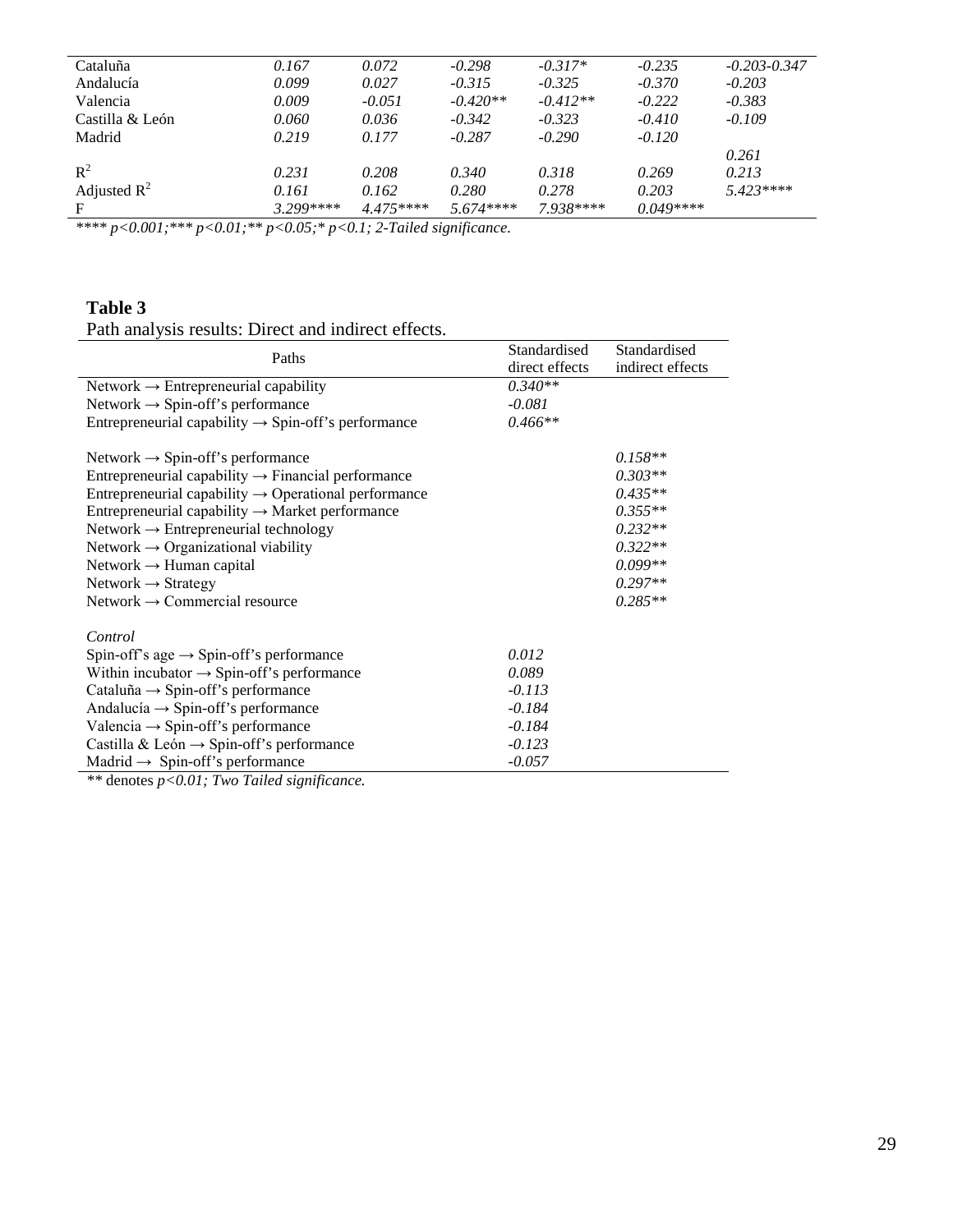| | | | | | | |
|---|---|---|---|---|---|---|
| Cataluña | *0.167* | *0.072* | *-0.298* | *-0.317** | *-0.235* | *-0.203-0.347* |
| Andalucía | *0.099* | *0.027* | *-0.315* | *-0.325* | *-0.370* | *-0.203* |
| Valencia | *0.009* | *-0.051* | *-0.420*** | *-0.412*** | *-0.222* | *-0.383* |
| Castilla & León | *0.060* | *0.036* | *-0.342* | *-0.323* | *-0.410* | *-0.109* |
| Madrid | *0.219* | *0.177* | *-0.287* | *-0.290* | *-0.120* | |
| | | | | | | *0.261* |
| $R^2$ | *0.231* | *0.208* | *0.340* | *0.318* | *0.269* | *0.213* |
| Adjusted $R^2$ | *0.161* | *0.162* | *0.280* | *0.278* | *0.203* | *5.423***** |
| F | *3.299***** | *4.475***** | *5.674***** | *7.938***** | *0.049***** | |

*\*\*\*\* p<0.001;\*\*\* p<0.01;\*\* p<0.05;\* p<0.1; 2-Tailed significance.*

**Table 3**

Path analysis results: Direct and indirect effects.

| Paths | Standardised direct effects | Standardised indirect effects |
|---|---|---|
| Network → Entrepreneurial capability | *0.340*** | |
| Network → Spin-off's performance | *-0.081* | |
| Entrepreneurial capability → Spin-off's performance | *0.466*** | |
| | | |
| Network → Spin-off's performance | | *0.158*** |
| Entrepreneurial capability → Financial performance | | *0.303*** |
| Entrepreneurial capability → Operational performance | | *0.435*** |
| Entrepreneurial capability → Market performance | | *0.355*** |
| Network → Entrepreneurial technology | | *0.232*** |
| Network → Organizational viability | | *0.322*** |
| Network → Human capital | | *0.099*** |
| Network → Strategy | | *0.297*** |
| Network → Commercial resource | | *0.285*** |
| | | |
| *Control* | | |
| Spin-off's age → Spin-off's performance | *0.012* | |
| Within incubator → Spin-off's performance | *0.089* | |
| Cataluña → Spin-off's performance | *-0.113* | |
| Andalucía → Spin-off's performance | *-0.184* | |
| Valencia → Spin-off's performance | *-0.184* | |
| Castilla & León → Spin-off's performance | *-0.123* | |
| Madrid → Spin-off's performance | *-0.057* | |

*\*\** denotes *p<0.01; Two Tailed significance.*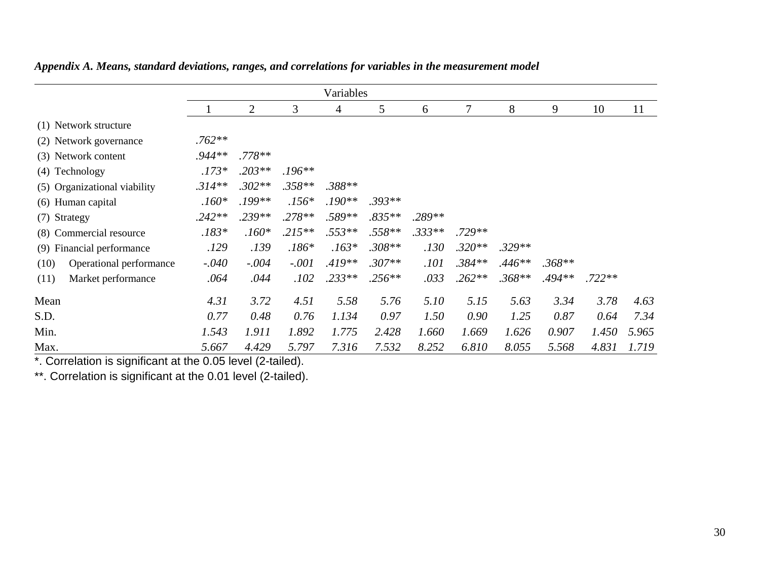***Appendix A. Means, standard deviations, ranges, and correlations for variables in the measurement model***

| | Variables | | | | | | | | | | |
|---|---|---|---|---|---|---|---|---|---|---|---|
| | 1 | 2 | 3 | 4 | 5 | 6 | 7 | 8 | 9 | 10 | 11 |
| (1) Network structure | | | | | | | | | | | |
| (2) Network governance | *.762*** | | | | | | | | | | |
| (3) Network content | *.944*** | *.778*** | | | | | | | | | |
| (4) Technology | *.173** | *.203*** | *.196*** | | | | | | | | |
| (5) Organizational viability | *.314*** | *.302*** | *.358*** | *.388*** | | | | | | | |
| (6) Human capital | *.160** | *.199*** | *.156** | *.190*** | *.393*** | | | | | | |
| (7) Strategy | *.242*** | *.239*** | *.278*** | *.589*** | *.835*** | *.289*** | | | | | |
| (8) Commercial resource | *.183** | *.160** | *.215*** | *.553*** | *.558*** | *.333*** | *.729*** | | | | |
| (9) Financial performance | *.129* | *.139* | *.186** | *.163** | *.308*** | *.130* | *.320*** | *.329*** | | | |
| (10) Operational performance | *-.040* | *-.004* | *-.001* | *.419*** | *.307*** | *.101* | *.384*** | *.446*** | *.368*** | | |
| (11) Market performance | *.064* | *.044* | *.102* | *.233*** | *.256*** | *.033* | *.262*** | *.368*** | *.494*** | *.722*** | |
| Mean | *4.31* | *3.72* | *4.51* | *5.58* | *5.76* | *5.10* | *5.15* | *5.63* | *3.34* | *3.78* | *4.63* |
| S.D. | *0.77* | *0.48* | *0.76* | *1.134* | *0.97* | *1.50* | *0.90* | *1.25* | *0.87* | *0.64* | *7.34* |
| Min. | *1.543* | *1.911* | *1.892* | *1.775* | *2.428* | *1.660* | *1.669* | *1.626* | *0.907* | *1.450* | *5.965* |
| Max. | *5.667* | *4.429* | *5.797* | *7.316* | *7.532* | *8.252* | *6.810* | *8.055* | *5.568* | *4.831* | *1.719* |

*. Correlation is significant at the 0.05 level (2-tailed).

**. Correlation is significant at the 0.01 level (2-tailed).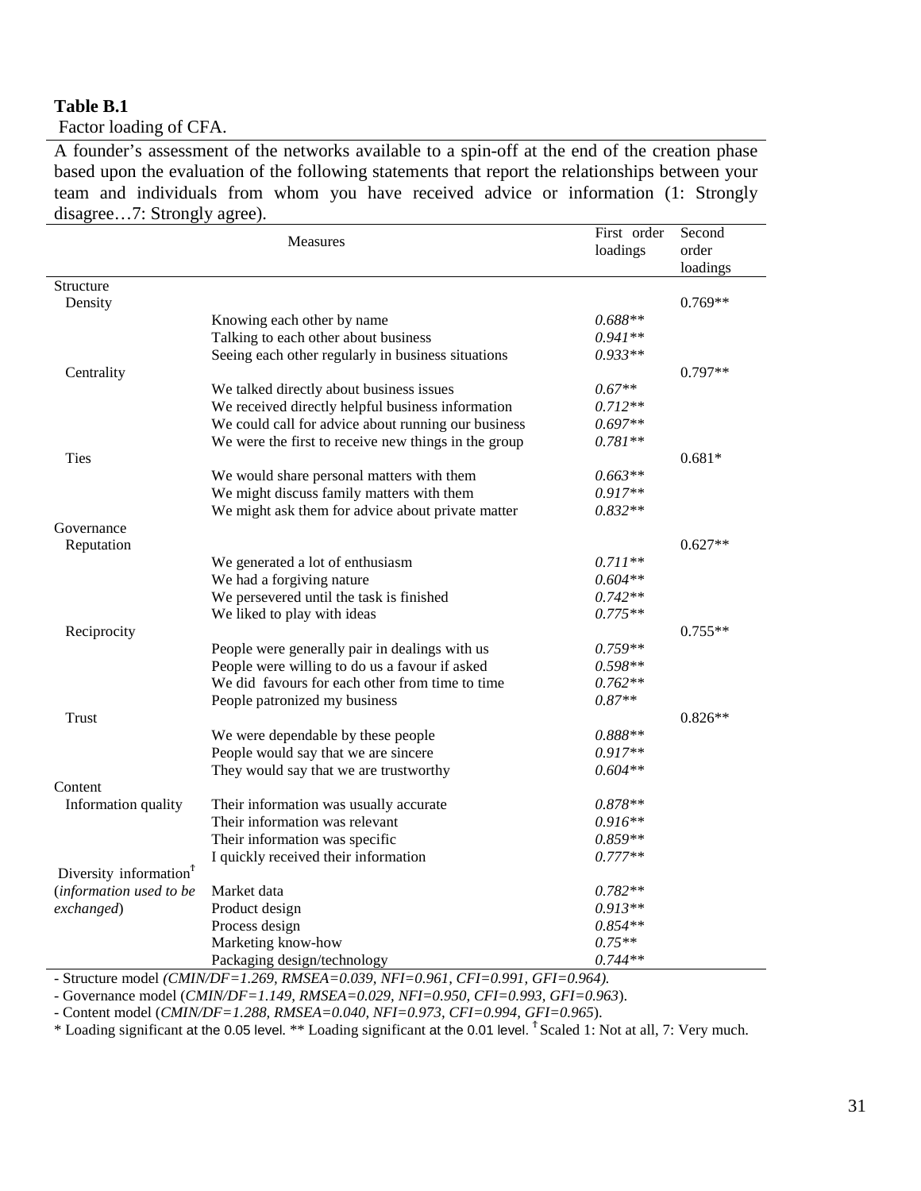**Table B.1**

Factor loading of CFA.

A founder's assessment of the networks available to a spin-off at the end of the creation phase based upon the evaluation of the following statements that report the relationships between your team and individuals from whom you have received advice or information (1: Strongly disagree…7: Strongly agree).

| Measures | | First order loadings | Second order loadings |
|---|---|---|---|
| Structure | | | |
| Density | | | 0.769** |
| | Knowing each other by name | *0.688*** | |
| | Talking to each other about business | *0.941*** | |
| | Seeing each other regularly in business situations | *0.933*** | |
| Centrality | | | 0.797** |
| | We talked directly about business issues | *0.67*** | |
| | We received directly helpful business information | *0.712*** | |
| | We could call for advice about running our business | *0.697*** | |
| | We were the first to receive new things in the group | *0.781*** | |
| Ties | | | 0.681* |
| | We would share personal matters with them | *0.663*** | |
| | We might discuss family matters with them | *0.917*** | |
| | We might ask them for advice about private matter | *0.832*** | |
| Governance | | | |
| Reputation | | | 0.627** |
| | We generated a lot of enthusiasm | *0.711*** | |
| | We had a forgiving nature | *0.604*** | |
| | We persevered until the task is finished | *0.742*** | |
| | We liked to play with ideas | *0.775*** | |
| Reciprocity | | | 0.755** |
| | People were generally pair in dealings with us | *0.759*** | |
| | People were willing to do us a favour if asked | *0.598*** | |
| | We did favours for each other from time to time | *0.762*** | |
| | People patronized my business | *0.87*** | |
| Trust | | | 0.826** |
| | We were dependable by these people | *0.888*** | |
| | People would say that we are sincere | *0.917*** | |
| | They would say that we are trustworthy | *0.604*** | |
| Content | | | |
| Information quality | Their information was usually accurate | *0.878*** | |
| | Their information was relevant | *0.916*** | |
| | Their information was specific | *0.859*** | |
| | I quickly received their information | *0.777*** | |
| Diversity information[†] (*information used to be exchanged*) | Market data | *0.782*** | |
| | Product design | *0.913*** | |
| | Process design | *0.854*** | |
| | Marketing know-how | *0.75*** | |
| | Packaging design/technology | *0.744*** | |

- Structure model *(CMIN/DF=1.269, RMSEA=0.039, NFI=0.961, CFI=0.991, GFI=0.964).*
- Governance model (*CMIN/DF=1.149, RMSEA=0.029, NFI=0.950, CFI=0.993, GFI=0.963*).
- Content model (*CMIN/DF=1.288, RMSEA=0.040, NFI=0.973, CFI=0.994, GFI=0.965*).

* Loading significant at the 0.05 level. ** Loading significant at the 0.01 level. [†] Scaled 1: Not at all, 7: Very much.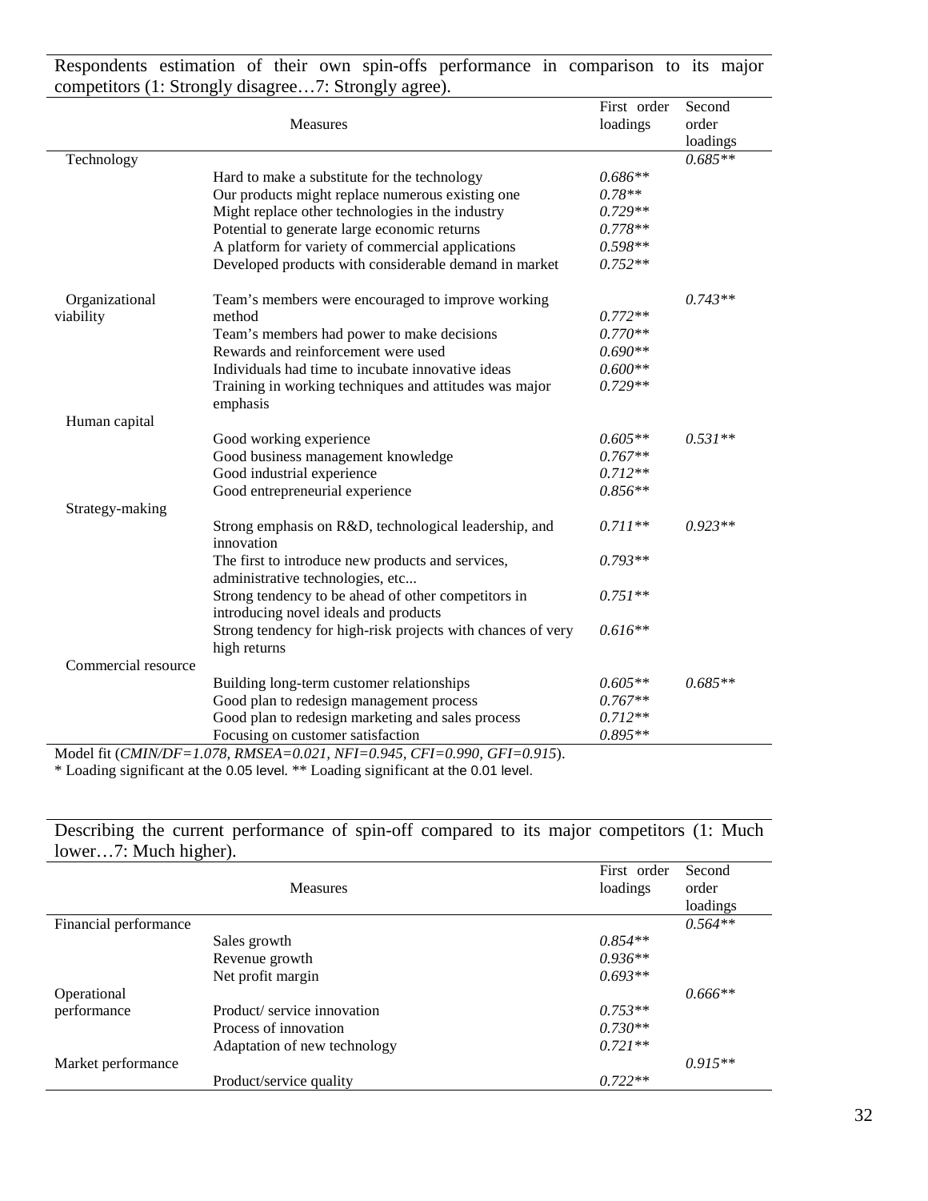Respondents estimation of their own spin-offs performance in comparison to its major competitors (1: Strongly disagree…7: Strongly agree).

| | Measures | First order loadings | Second order loadings |
|---|---|---|---|
| Technology | | | *0.685*** |
| | Hard to make a substitute for the technology | *0.686*** | |
| | Our products might replace numerous existing one | *0.78*** | |
| | Might replace other technologies in the industry | *0.729*** | |
| | Potential to generate large economic returns | *0.778*** | |
| | A platform for variety of commercial applications | *0.598*** | |
| | Developed products with considerable demand in market | *0.752*** | |
| Organizational viability | Team's members were encouraged to improve working method | *0.772*** | *0.743*** |
| | Team's members had power to make decisions | *0.770*** | |
| | Rewards and reinforcement were used | *0.690*** | |
| | Individuals had time to incubate innovative ideas | *0.600*** | |
| | Training in working techniques and attitudes was major emphasis | *0.729*** | |
| Human capital | | | |
| | Good working experience | *0.605*** | *0.531*** |
| | Good business management knowledge | *0.767*** | |
| | Good industrial experience | *0.712*** | |
| | Good entrepreneurial experience | *0.856*** | |
| Strategy-making | | | |
| | Strong emphasis on R&D, technological leadership, and innovation | *0.711*** | *0.923*** |
| | The first to introduce new products and services, administrative technologies, etc... | *0.793*** | |
| | Strong tendency to be ahead of other competitors in introducing novel ideals and products | *0.751*** | |
| | Strong tendency for high-risk projects with chances of very high returns | *0.616*** | |
| Commercial resource | | | |
| | Building long-term customer relationships | *0.605*** | *0.685*** |
| | Good plan to redesign management process | *0.767*** | |
| | Good plan to redesign marketing and sales process | *0.712*** | |
| | Focusing on customer satisfaction | *0.895*** | |

Model fit (*CMIN/DF=1.078, RMSEA=0.021, NFI=0.945, CFI=0.990, GFI=0.915*).

\* Loading significant at the 0.05 level. ** Loading significant at the 0.01 level.

Describing the current performance of spin-off compared to its major competitors (1: Much lower…7: Much higher).

| | Measures | First order loadings | Second order loadings |
|---|---|---|---|
| Financial performance | | | *0.564*** |
| | Sales growth | *0.854*** | |
| | Revenue growth | *0.936*** | |
| | Net profit margin | *0.693*** | |
| Operational performance | | | *0.666*** |
| | Product/ service innovation | *0.753*** | |
| | Process of innovation | *0.730*** | |
| | Adaptation of new technology | *0.721*** | |
| Market performance | | | *0.915*** |
| | Product/service quality | *0.722*** | |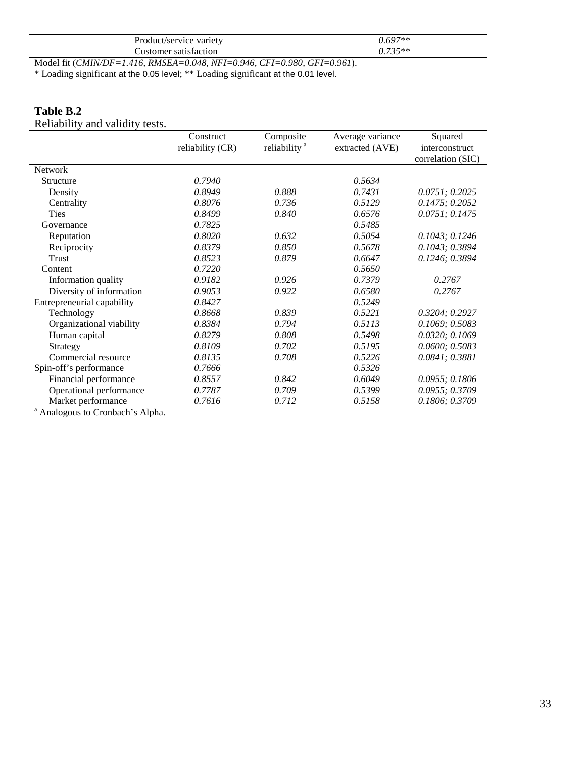| | |
|---|---|
| Product/service variety | *0.697*** |
| Customer satisfaction | *0.735*** |

Model fit (*CMIN/DF=1.416, RMSEA=0.048, NFI=0.946, CFI=0.980, GFI=0.961*).

* Loading significant at the 0.05 level; ** Loading significant at the 0.01 level.

**Table B.2**

Reliability and validity tests.

| | Construct reliability (CR) | Composite reliability [a] | Average variance extracted (AVE) | Squared interconstruct correlation (SIC) |
|---|---|---|---|---|
| Network | | | | |
| Structure | *0.7940* | | *0.5634* | |
| Density | *0.8949* | *0.888* | *0.7431* | *0.0751; 0.2025* |
| Centrality | *0.8076* | *0.736* | *0.5129* | *0.1475; 0.2052* |
| Ties | *0.8499* | *0.840* | *0.6576* | *0.0751; 0.1475* |
| Governance | *0.7825* | | *0.5485* | |
| Reputation | *0.8020* | *0.632* | *0.5054* | *0.1043; 0.1246* |
| Reciprocity | *0.8379* | *0.850* | *0.5678* | *0.1043; 0.3894* |
| Trust | *0.8523* | *0.879* | *0.6647* | *0.1246; 0.3894* |
| Content | *0.7220* | | *0.5650* | |
| Information quality | *0.9182* | *0.926* | *0.7379* | *0.2767* |
| Diversity of information | *0.9053* | *0.922* | *0.6580* | *0.2767* |
| Entrepreneurial capability | *0.8427* | | *0.5249* | |
| Technology | *0.8668* | *0.839* | *0.5221* | *0.3204; 0.2927* |
| Organizational viability | *0.8384* | *0.794* | *0.5113* | *0.1069; 0.5083* |
| Human capital | *0.8279* | *0.808* | *0.5498* | *0.0320; 0.1069* |
| Strategy | *0.8109* | *0.702* | *0.5195* | *0.0600; 0.5083* |
| Commercial resource | *0.8135* | *0.708* | *0.5226* | *0.0841; 0.3881* |
| Spin-off's performance | *0.7666* | | *0.5326* | |
| Financial performance | *0.8557* | *0.842* | *0.6049* | *0.0955; 0.1806* |
| Operational performance | *0.7787* | *0.709* | *0.5399* | *0.0955; 0.3709* |
| Market performance | *0.7616* | *0.712* | *0.5158* | *0.1806; 0.3709* |

[a] Analogous to Cronbach's Alpha.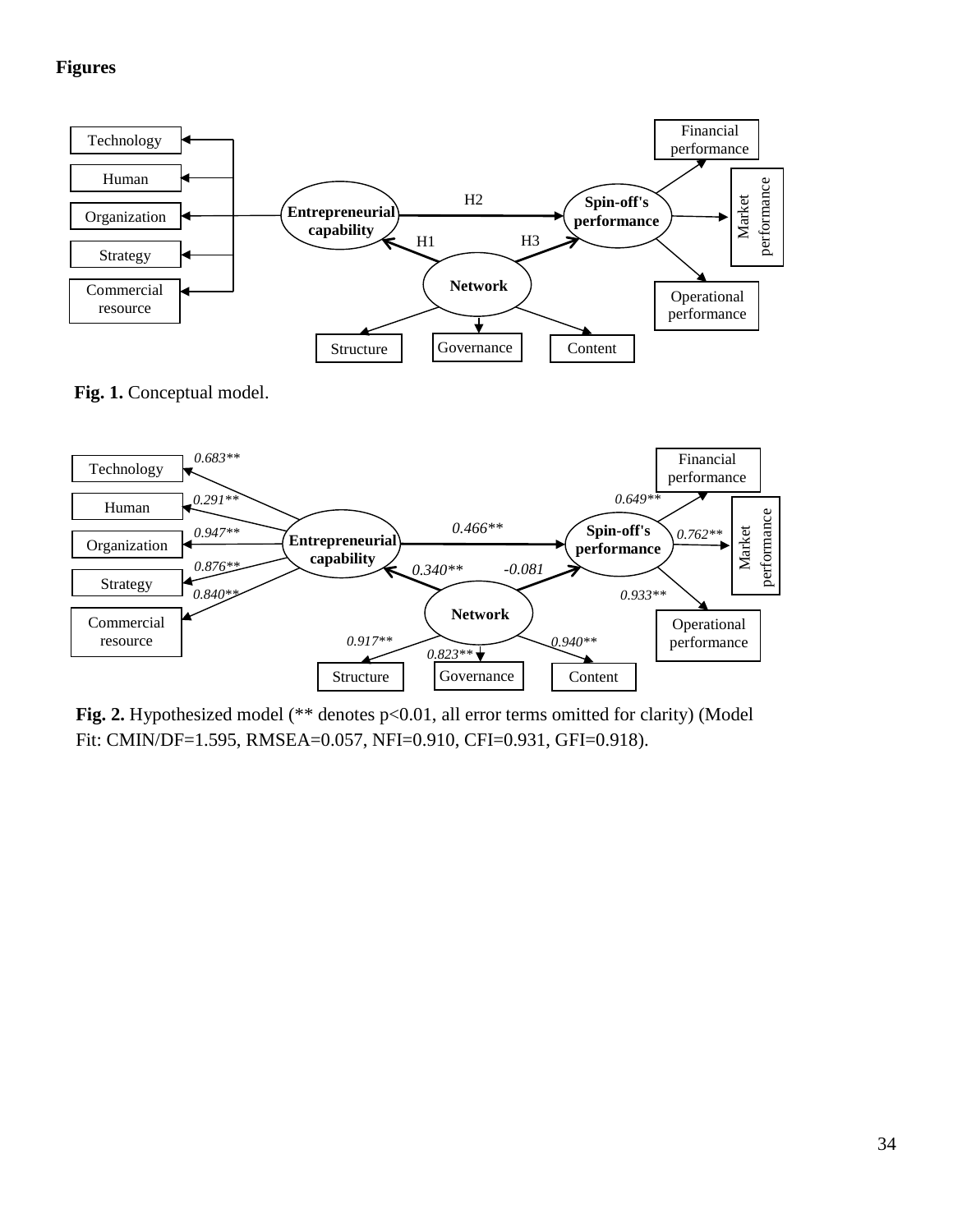**Figures**

Technology

Human

Organization

Strategy

Commercial resource

Entrepreneurial capability

H2

H1

H3

Network

Spin-off's performance

Financial performance

Market performance

Operational performance

Structure

Governance

Content

**Fig. 1.** Conceptual model.

0.683**

0.291**

0.947**

0.876**

0.840**

Technology

Human

Organization

Strategy

Commercial resource

Entrepreneurial capability

0.466**

0.340**

-0.081

Network

Spin-off's performance

0.649**

0.762**

0.933**

Financial performance

Market performance

Operational performance

0.917**

0.823**

0.940**

Structure

Governance

Content

**Fig. 2.** Hypothesized model (** denotes p<0.01, all error terms omitted for clarity) (Model Fit: CMIN/DF=1.595, RMSEA=0.057, NFI=0.910, CFI=0.931, GFI=0.918).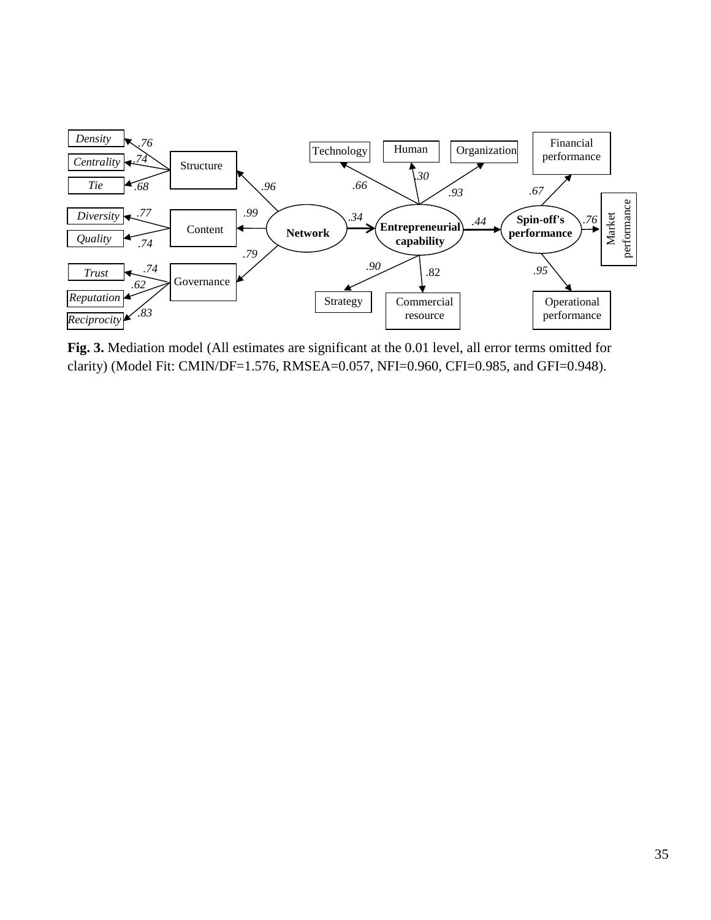Density

Centrality

Tie

Diversity

Quality

Trust

Reputation

Reciprocity

.76

.74

.68

.77

.74

.74

.62

.83

Structure

Content

Governance

.96

.99

.79

Network

.34

Technology

Human

Organization

.66

.30

.93

Entrepreneurial capability

.90

.82

Strategy

Commercial resource

.44

Financial performance

.67

Spin-off's performance

.76

Market performance

.95

Operational performance

**Fig. 3.** Mediation model (All estimates are significant at the 0.01 level, all error terms omitted for clarity) (Model Fit: CMIN/DF=1.576, RMSEA=0.057, NFI=0.960, CFI=0.985, and GFI=0.948).